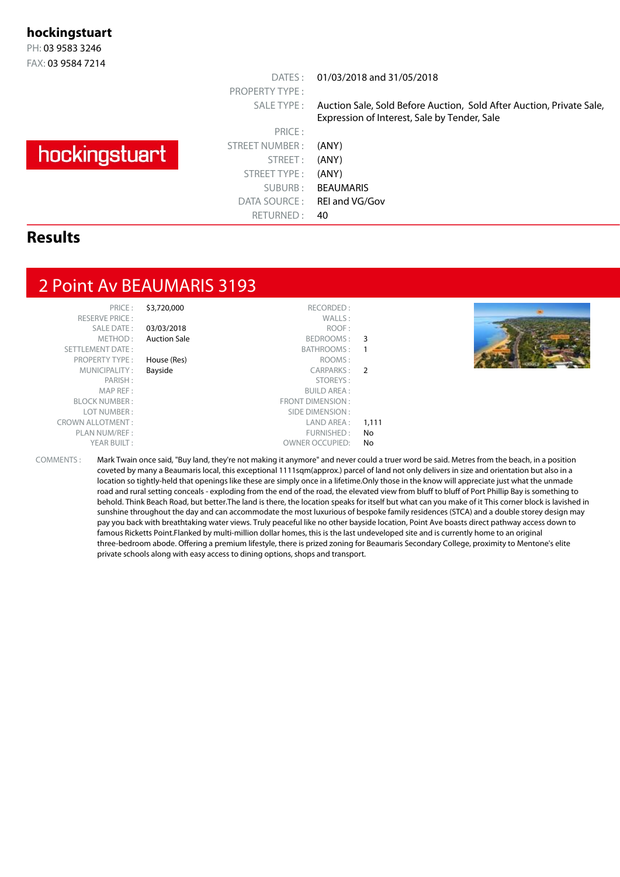**hockingstuart**
PH: 03 9583 3246
FAX: 03 9584 7214

hockingstuart

| | |
|---|---|
| DATES : | 01/03/2018 and 31/05/2018 |
| PROPERTY TYPE : | |
| SALE TYPE : | Auction Sale, Sold Before Auction, Sold After Auction, Private Sale, Expression of Interest, Sale by Tender, Sale |
| PRICE : | |
| STREET NUMBER : | (ANY) |
| STREET : | (ANY) |
| STREET TYPE : | (ANY) |
| SUBURB : | BEAUMARIS |
| DATA SOURCE : | REI and VG/Gov |
| RETURNED : | 40 |

## Results

## 2 Point Av BEAUMARIS 3193

| | | | |
|---|---|---|---|
| PRICE : | $3,720,000 | RECORDED : | |
| RESERVE PRICE : | | WALLS : | |
| SALE DATE : | 03/03/2018 | ROOF : | |
| METHOD : | Auction Sale | BEDROOMS : | 3 |
| SETTLEMENT DATE : | | BATHROOMS : | 1 |
| PROPERTY TYPE : | House (Res) | ROOMS : | |
| MUNICIPALITY : | Bayside | CARPARKS : | 2 |
| PARISH : | | STOREYS : | |
| MAP REF : | | BUILD AREA : | |
| BLOCK NUMBER : | | FRONT DIMENSION : | |
| LOT NUMBER : | | SIDE DIMENSION : | |
| CROWN ALLOTMENT : | | LAND AREA : | 1,111 |
| PLAN NUM/REF : | | FURNISHED : | No |
| YEAR BUILT : | | OWNER OCCUPIED: | No |

COMMENTS : Mark Twain once said, "Buy land, they're not making it anymore" and never could a truer word be said. Metres from the beach, in a position coveted by many a Beaumaris local, this exceptional 1111sqm(approx.) parcel of land not only delivers in size and orientation but also in a location so tightly-held that openings like these are simply once in a lifetime.Only those in the know will appreciate just what the unmade road and rural setting conceals - exploding from the end of the road, the elevated view from bluff to bluff of Port Phillip Bay is something to behold. Think Beach Road, but better.The land is there, the location speaks for itself but what can you make of it This corner block is lavished in sunshine throughout the day and can accommodate the most luxurious of bespoke family residences (STCA) and a double storey design may pay you back with breathtaking water views. Truly peaceful like no other bayside location, Point Ave boasts direct pathway access down to famous Ricketts Point.Flanked by multi-million dollar homes, this is the last undeveloped site and is currently home to an original three-bedroom abode. Offering a premium lifestyle, there is prized zoning for Beaumaris Secondary College, proximity to Mentone's elite private schools along with easy access to dining options, shops and transport.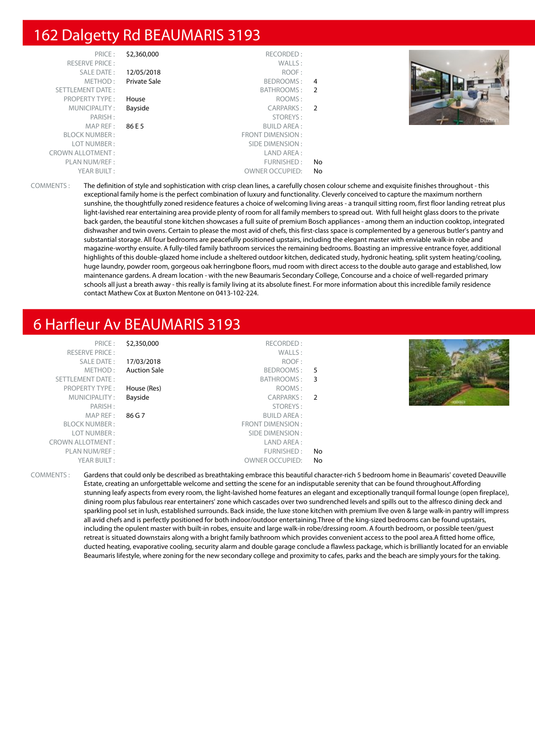## 162 Dalgetty Rd BEAUMARIS 3193

| | | | |
|---|---|---|---|
| PRICE : | $2,360,000 | RECORDED : | |
| RESERVE PRICE : | | WALLS : | |
| SALE DATE : | 12/05/2018 | ROOF : | |
| METHOD : | Private Sale | BEDROOMS : | 4 |
| SETTLEMENT DATE : | | BATHROOMS : | 2 |
| PROPERTY TYPE : | House | ROOMS : | |
| MUNICIPALITY : | Bayside | CARPARKS : | 2 |
| PARISH : | | STOREYS : | |
| MAP REF : | 86 E 5 | BUILD AREA : | |
| BLOCK NUMBER : | | FRONT DIMENSION : | |
| LOT NUMBER : | | SIDE DIMENSION : | |
| CROWN ALLOTMENT : | | LAND AREA : | |
| PLAN NUM/REF : | | FURNISHED : | No |
| YEAR BUILT : | | OWNER OCCUPIED: | No |

COMMENTS : The definition of style and sophistication with crisp clean lines, a carefully chosen colour scheme and exquisite finishes throughout - this exceptional family home is the perfect combination of luxury and functionality. Cleverly conceived to capture the maximum northern sunshine, the thoughtfully zoned residence features a choice of welcoming living areas - a tranquil sitting room, first floor landing retreat plus light-lavished rear entertaining area provide plenty of room for all family members to spread out. With full height glass doors to the private back garden, the beautiful stone kitchen showcases a full suite of premium Bosch appliances - among them an induction cooktop, integrated dishwasher and twin ovens. Certain to please the most avid of chefs, this first-class space is complemented by a generous butler's pantry and substantial storage. All four bedrooms are peacefully positioned upstairs, including the elegant master with enviable walk-in robe and magazine-worthy ensuite. A fully-tiled family bathroom services the remaining bedrooms. Boasting an impressive entrance foyer, additional highlights of this double-glazed home include a sheltered outdoor kitchen, dedicated study, hydronic heating, split system heating/cooling, huge laundry, powder room, gorgeous oak herringbone floors, mud room with direct access to the double auto garage and established, low maintenance gardens. A dream location - with the new Beaumaris Secondary College, Concourse and a choice of well-regarded primary schools all just a breath away - this really is family living at its absolute finest. For more information about this incredible family residence contact Mathew Cox at Buxton Mentone on 0413-102-224.

## 6 Harfleur Av BEAUMARIS 3193

| | | | |
|---|---|---|---|
| PRICE : | $2,350,000 | RECORDED : | |
| RESERVE PRICE : | | WALLS : | |
| SALE DATE : | 17/03/2018 | ROOF : | |
| METHOD : | Auction Sale | BEDROOMS : | 5 |
| SETTLEMENT DATE : | | BATHROOMS : | 3 |
| PROPERTY TYPE : | House (Res) | ROOMS : | |
| MUNICIPALITY : | Bayside | CARPARKS : | 2 |
| PARISH : | | STOREYS : | |
| MAP REF : | 86 G 7 | BUILD AREA : | |
| BLOCK NUMBER : | | FRONT DIMENSION : | |
| LOT NUMBER : | | SIDE DIMENSION : | |
| CROWN ALLOTMENT : | | LAND AREA : | |
| PLAN NUM/REF : | | FURNISHED : | No |
| YEAR BUILT : | | OWNER OCCUPIED: | No |

COMMENTS : Gardens that could only be described as breathtaking embrace this beautiful character-rich 5 bedroom home in Beaumaris' coveted Deauville Estate, creating an unforgettable welcome and setting the scene for an indisputable serenity that can be found throughout.Affording stunning leafy aspects from every room, the light-lavished home features an elegant and exceptionally tranquil formal lounge (open fireplace), dining room plus fabulous rear entertainers' zone which cascades over two sundrenched levels and spills out to the alfresco dining deck and sparkling pool set in lush, established surrounds. Back inside, the luxe stone kitchen with premium Ilve oven & large walk-in pantry will impress all avid chefs and is perfectly positioned for both indoor/outdoor entertaining.Three of the king-sized bedrooms can be found upstairs, including the opulent master with built-in robes, ensuite and large walk-in robe/dressing room. A fourth bedroom, or possible teen/guest retreat is situated downstairs along with a bright family bathroom which provides convenient access to the pool area.A fitted home office, ducted heating, evaporative cooling, security alarm and double garage conclude a flawless package, which is brilliantly located for an enviable Beaumaris lifestyle, where zoning for the new secondary college and proximity to cafes, parks and the beach are simply yours for the taking.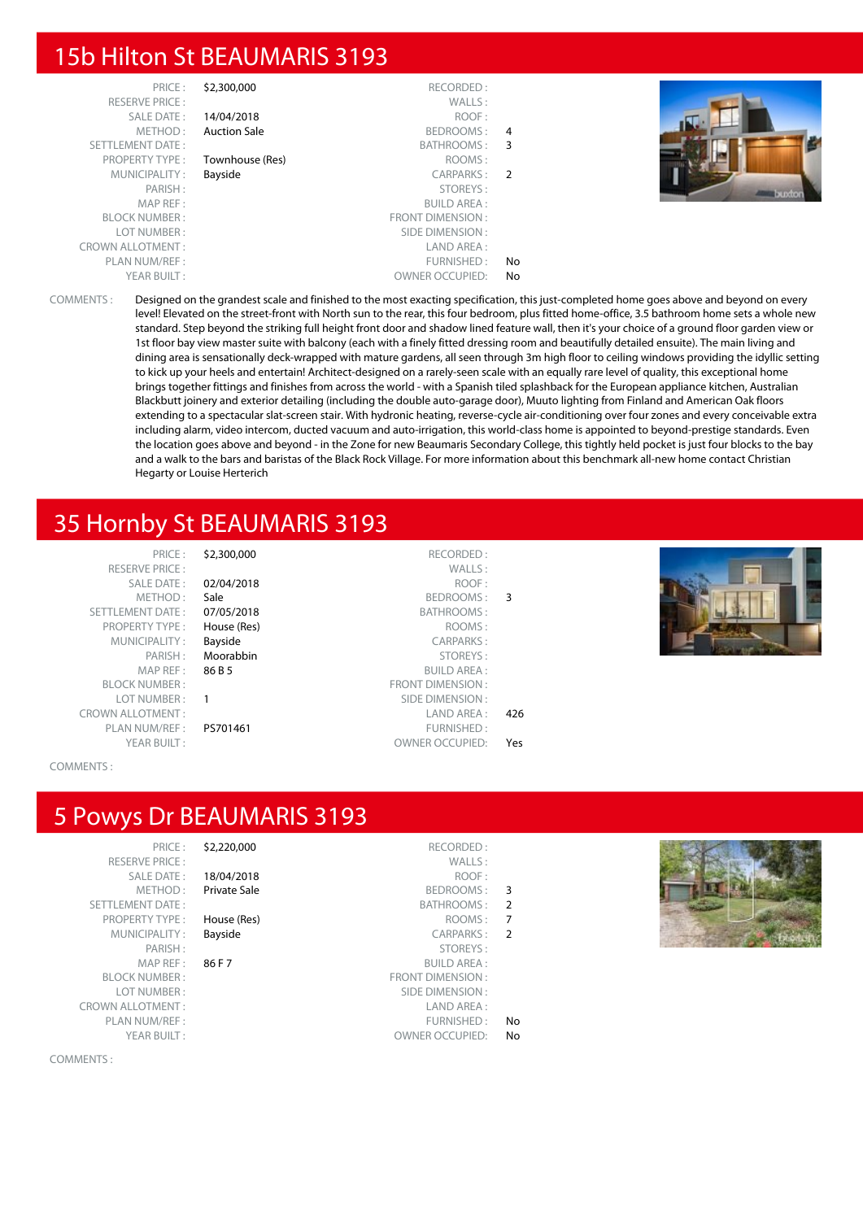## 15b Hilton St BEAUMARIS 3193

| | | | |
|---|---|---|---|
| PRICE : | $2,300,000 | RECORDED : | |
| RESERVE PRICE : | | WALLS : | |
| SALE DATE : | 14/04/2018 | ROOF : | |
| METHOD : | Auction Sale | BEDROOMS : | 4 |
| SETTLEMENT DATE : | | BATHROOMS : | 3 |
| PROPERTY TYPE : | Townhouse (Res) | ROOMS : | |
| MUNICIPALITY : | Bayside | CARPARKS : | 2 |
| PARISH : | | STOREYS : | |
| MAP REF : | | BUILD AREA : | |
| BLOCK NUMBER : | | FRONT DIMENSION : | |
| LOT NUMBER : | | SIDE DIMENSION : | |
| CROWN ALLOTMENT : | | LAND AREA : | |
| PLAN NUM/REF : | | FURNISHED : | No |
| YEAR BUILT : | | OWNER OCCUPIED: | No |

COMMENTS : Designed on the grandest scale and finished to the most exacting specification, this just-completed home goes above and beyond on every level! Elevated on the street-front with North sun to the rear, this four bedroom, plus fitted home-office, 3.5 bathroom home sets a whole new standard. Step beyond the striking full height front door and shadow lined feature wall, then it's your choice of a ground floor garden view or 1st floor bay view master suite with balcony (each with a finely fitted dressing room and beautifully detailed ensuite). The main living and dining area is sensationally deck-wrapped with mature gardens, all seen through 3m high floor to ceiling windows providing the idyllic setting to kick up your heels and entertain! Architect-designed on a rarely-seen scale with an equally rare level of quality, this exceptional home brings together fittings and finishes from across the world - with a Spanish tiled splashback for the European appliance kitchen, Australian Blackbutt joinery and exterior detailing (including the double auto-garage door), Muuto lighting from Finland and American Oak floors extending to a spectacular slat-screen stair. With hydronic heating, reverse-cycle air-conditioning over four zones and every conceivable extra including alarm, video intercom, ducted vacuum and auto-irrigation, this world-class home is appointed to beyond-prestige standards. Even the location goes above and beyond - in the Zone for new Beaumaris Secondary College, this tightly held pocket is just four blocks to the bay and a walk to the bars and baristas of the Black Rock Village. For more information about this benchmark all-new home contact Christian Hegarty or Louise Herterich

## 35 Hornby St BEAUMARIS 3193

| | | | |
|---|---|---|---|
| PRICE : | $2,300,000 | RECORDED : | |
| RESERVE PRICE : | | WALLS : | |
| SALE DATE : | 02/04/2018 | ROOF : | |
| METHOD : | Sale | BEDROOMS : | 3 |
| SETTLEMENT DATE : | 07/05/2018 | BATHROOMS : | |
| PROPERTY TYPE : | House (Res) | ROOMS : | |
| MUNICIPALITY : | Bayside | CARPARKS : | |
| PARISH : | Moorabbin | STOREYS : | |
| MAP REF : | 86 B 5 | BUILD AREA : | |
| BLOCK NUMBER : | | FRONT DIMENSION : | |
| LOT NUMBER : | 1 | SIDE DIMENSION : | |
| CROWN ALLOTMENT : | | LAND AREA : | 426 |
| PLAN NUM/REF : | PS701461 | FURNISHED : | |
| YEAR BUILT : | | OWNER OCCUPIED: | Yes |

COMMENTS :

## 5 Powys Dr BEAUMARIS 3193

| | | | |
|---|---|---|---|
| PRICE : | $2,220,000 | RECORDED : | |
| RESERVE PRICE : | | WALLS : | |
| SALE DATE : | 18/04/2018 | ROOF : | |
| METHOD : | Private Sale | BEDROOMS : | 3 |
| SETTLEMENT DATE : | | BATHROOMS : | 2 |
| PROPERTY TYPE : | House (Res) | ROOMS : | 7 |
| MUNICIPALITY : | Bayside | CARPARKS : | 2 |
| PARISH : | | STOREYS : | |
| MAP REF : | 86 F 7 | BUILD AREA : | |
| BLOCK NUMBER : | | FRONT DIMENSION : | |
| LOT NUMBER : | | SIDE DIMENSION : | |
| CROWN ALLOTMENT : | | LAND AREA : | |
| PLAN NUM/REF : | | FURNISHED : | No |
| YEAR BUILT : | | OWNER OCCUPIED: | No |

COMMENTS :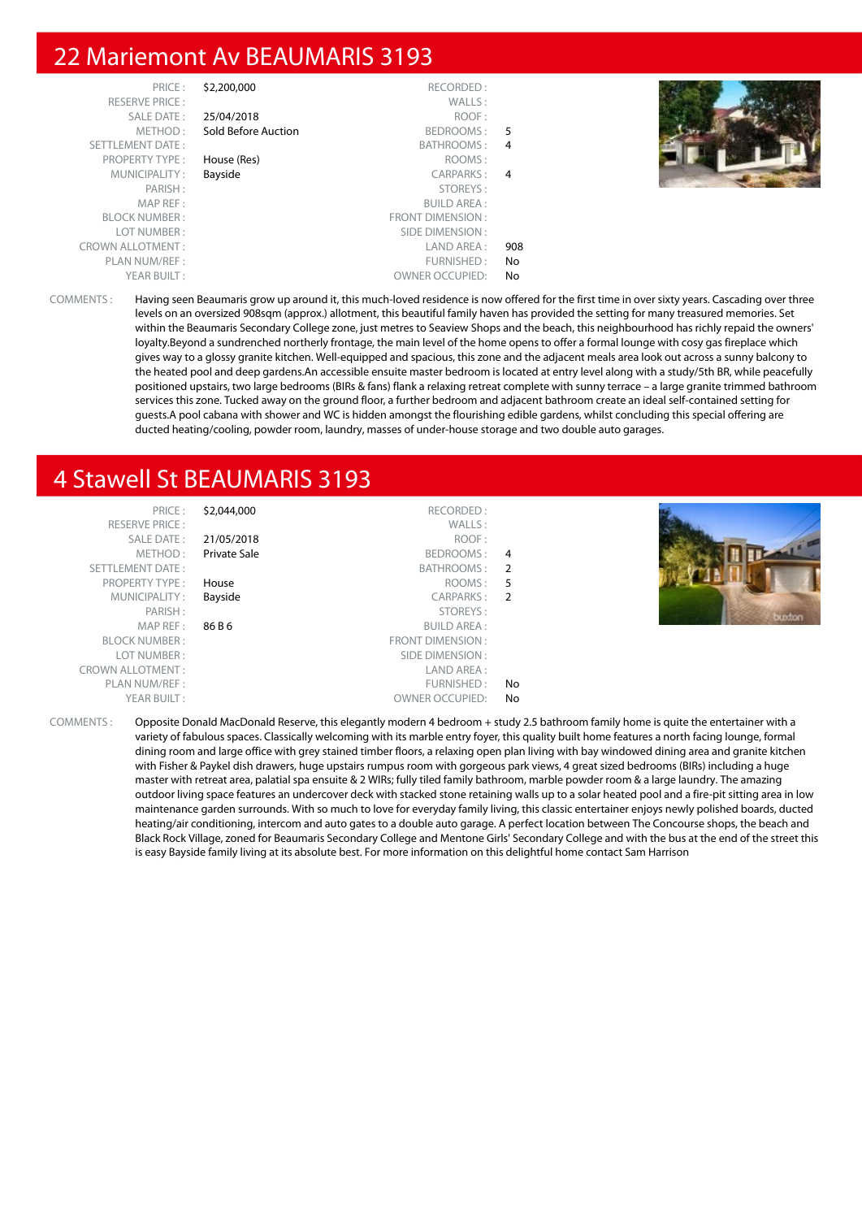# 22 Mariemont Av BEAUMARIS 3193

| | | | |
|---|---|---|---|
| PRICE : | $2,200,000 | RECORDED : | |
| RESERVE PRICE : | | WALLS : | |
| SALE DATE : | 25/04/2018 | ROOF : | |
| METHOD : | Sold Before Auction | BEDROOMS : | 5 |
| SETTLEMENT DATE : | | BATHROOMS : | 4 |
| PROPERTY TYPE : | House (Res) | ROOMS : | |
| MUNICIPALITY : | Bayside | CARPARKS : | 4 |
| PARISH : | | STOREYS : | |
| MAP REF : | | BUILD AREA : | |
| BLOCK NUMBER : | | FRONT DIMENSION : | |
| LOT NUMBER : | | SIDE DIMENSION : | |
| CROWN ALLOTMENT : | | LAND AREA : | 908 |
| PLAN NUM/REF : | | FURNISHED : | No |
| YEAR BUILT : | | OWNER OCCUPIED: | No |

COMMENTS : Having seen Beaumaris grow up around it, this much-loved residence is now offered for the first time in over sixty years. Cascading over three levels on an oversized 908sqm (approx.) allotment, this beautiful family haven has provided the setting for many treasured memories. Set within the Beaumaris Secondary College zone, just metres to Seaview Shops and the beach, this neighbourhood has richly repaid the owners' loyalty.Beyond a sundrenched northerly frontage, the main level of the home opens to offer a formal lounge with cosy gas fireplace which gives way to a glossy granite kitchen. Well-equipped and spacious, this zone and the adjacent meals area look out across a sunny balcony to the heated pool and deep gardens.An accessible ensuite master bedroom is located at entry level along with a study/5th BR, while peacefully positioned upstairs, two large bedrooms (BIRs & fans) flank a relaxing retreat complete with sunny terrace – a large granite trimmed bathroom services this zone. Tucked away on the ground floor, a further bedroom and adjacent bathroom create an ideal self-contained setting for guests.A pool cabana with shower and WC is hidden amongst the flourishing edible gardens, whilst concluding this special offering are ducted heating/cooling, powder room, laundry, masses of under-house storage and two double auto garages.

# 4 Stawell St BEAUMARIS 3193

| | | | |
|---|---|---|---|
| PRICE : | $2,044,000 | RECORDED : | |
| RESERVE PRICE : | | WALLS : | |
| SALE DATE : | 21/05/2018 | ROOF : | |
| METHOD : | Private Sale | BEDROOMS : | 4 |
| SETTLEMENT DATE : | | BATHROOMS : | 2 |
| PROPERTY TYPE : | House | ROOMS : | 5 |
| MUNICIPALITY : | Bayside | CARPARKS : | 2 |
| PARISH : | | STOREYS : | |
| MAP REF : | 86 B 6 | BUILD AREA : | |
| BLOCK NUMBER : | | FRONT DIMENSION : | |
| LOT NUMBER : | | SIDE DIMENSION : | |
| CROWN ALLOTMENT : | | LAND AREA : | |
| PLAN NUM/REF : | | FURNISHED : | No |
| YEAR BUILT : | | OWNER OCCUPIED: | No |

COMMENTS : Opposite Donald MacDonald Reserve, this elegantly modern 4 bedroom + study 2.5 bathroom family home is quite the entertainer with a variety of fabulous spaces. Classically welcoming with its marble entry foyer, this quality built home features a north facing lounge, formal dining room and large office with grey stained timber floors, a relaxing open plan living with bay windowed dining area and granite kitchen with Fisher & Paykel dish drawers, huge upstairs rumpus room with gorgeous park views, 4 great sized bedrooms (BIRs) including a huge master with retreat area, palatial spa ensuite & 2 WIRs; fully tiled family bathroom, marble powder room & a large laundry. The amazing outdoor living space features an undercover deck with stacked stone retaining walls up to a solar heated pool and a fire-pit sitting area in low maintenance garden surrounds. With so much to love for everyday family living, this classic entertainer enjoys newly polished boards, ducted heating/air conditioning, intercom and auto gates to a double auto garage. A perfect location between The Concourse shops, the beach and Black Rock Village, zoned for Beaumaris Secondary College and Mentone Girls' Secondary College and with the bus at the end of the street this is easy Bayside family living at its absolute best. For more information on this delightful home contact Sam Harrison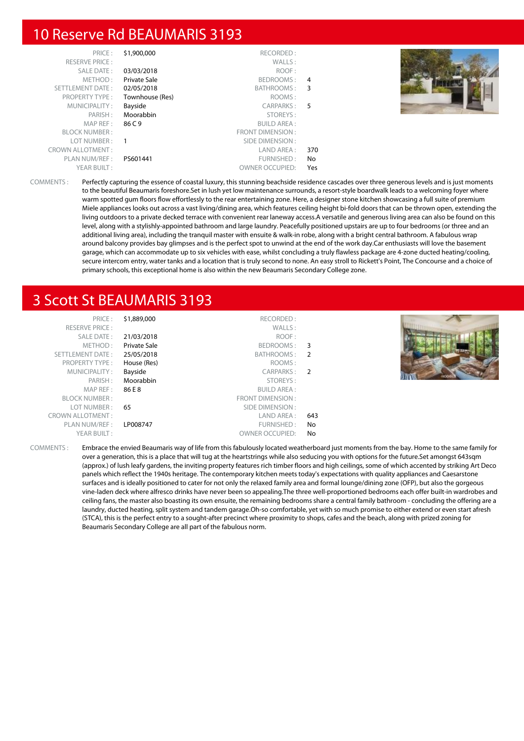## 10 Reserve Rd BEAUMARIS 3193

| | | | |
|---|---|---|---|
| PRICE : | $1,900,000 | RECORDED : | |
| RESERVE PRICE : | | WALLS : | |
| SALE DATE : | 03/03/2018 | ROOF : | |
| METHOD : | Private Sale | BEDROOMS : | 4 |
| SETTLEMENT DATE : | 02/05/2018 | BATHROOMS : | 3 |
| PROPERTY TYPE : | Townhouse (Res) | ROOMS : | |
| MUNICIPALITY : | Bayside | CARPARKS : | 5 |
| PARISH : | Moorabbin | STOREYS : | |
| MAP REF : | 86 C 9 | BUILD AREA : | |
| BLOCK NUMBER : | | FRONT DIMENSION : | |
| LOT NUMBER : | 1 | SIDE DIMENSION : | |
| CROWN ALLOTMENT : | | LAND AREA : | 370 |
| PLAN NUM/REF : | PS601441 | FURNISHED : | No |
| YEAR BUILT : | | OWNER OCCUPIED: | Yes |

COMMENTS : Perfectly capturing the essence of coastal luxury, this stunning beachside residence cascades over three generous levels and is just moments to the beautiful Beaumaris foreshore.Set in lush yet low maintenance surrounds, a resort-style boardwalk leads to a welcoming foyer where warm spotted gum floors flow effortlessly to the rear entertaining zone. Here, a designer stone kitchen showcasing a full suite of premium Miele appliances looks out across a vast living/dining area, which features ceiling height bi-fold doors that can be thrown open, extending the living outdoors to a private decked terrace with convenient rear laneway access.A versatile and generous living area can also be found on this level, along with a stylishly-appointed bathroom and large laundry. Peacefully positioned upstairs are up to four bedrooms (or three and an additional living area), including the tranquil master with ensuite & walk-in robe, along with a bright central bathroom. A fabulous wrap around balcony provides bay glimpses and is the perfect spot to unwind at the end of the work day.Car enthusiasts will love the basement garage, which can accommodate up to six vehicles with ease, whilst concluding a truly flawless package are 4-zone ducted heating/cooling, secure intercom entry, water tanks and a location that is truly second to none. An easy stroll to Rickett's Point, The Concourse and a choice of primary schools, this exceptional home is also within the new Beaumaris Secondary College zone.

## 3 Scott St BEAUMARIS 3193

| | | | |
|---|---|---|---|
| PRICE : | $1,889,000 | RECORDED : | |
| RESERVE PRICE : | | WALLS : | |
| SALE DATE : | 21/03/2018 | ROOF : | |
| METHOD : | Private Sale | BEDROOMS : | 3 |
| SETTLEMENT DATE : | 25/05/2018 | BATHROOMS : | 2 |
| PROPERTY TYPE : | House (Res) | ROOMS : | |
| MUNICIPALITY : | Bayside | CARPARKS : | 2 |
| PARISH : | Moorabbin | STOREYS : | |
| MAP REF : | 86 E 8 | BUILD AREA : | |
| BLOCK NUMBER : | | FRONT DIMENSION : | |
| LOT NUMBER : | 65 | SIDE DIMENSION : | |
| CROWN ALLOTMENT : | | LAND AREA : | 643 |
| PLAN NUM/REF : | LP008747 | FURNISHED : | No |
| YEAR BUILT : | | OWNER OCCUPIED: | No |

COMMENTS : Embrace the envied Beaumaris way of life from this fabulously located weatherboard just moments from the bay. Home to the same family for over a generation, this is a place that will tug at the heartstrings while also seducing you with options for the future.Set amongst 643sqm (approx.) of lush leafy gardens, the inviting property features rich timber floors and high ceilings, some of which accented by striking Art Deco panels which reflect the 1940s heritage. The contemporary kitchen meets today's expectations with quality appliances and Caesarstone surfaces and is ideally positioned to cater for not only the relaxed family area and formal lounge/dining zone (OFP), but also the gorgeous vine-laden deck where alfresco drinks have never been so appealing.The three well-proportioned bedrooms each offer built-in wardrobes and ceiling fans, the master also boasting its own ensuite, the remaining bedrooms share a central family bathroom - concluding the offering are a laundry, ducted heating, split system and tandem garage.Oh-so comfortable, yet with so much promise to either extend or even start afresh (STCA), this is the perfect entry to a sought-after precinct where proximity to shops, cafes and the beach, along with prized zoning for Beaumaris Secondary College are all part of the fabulous norm.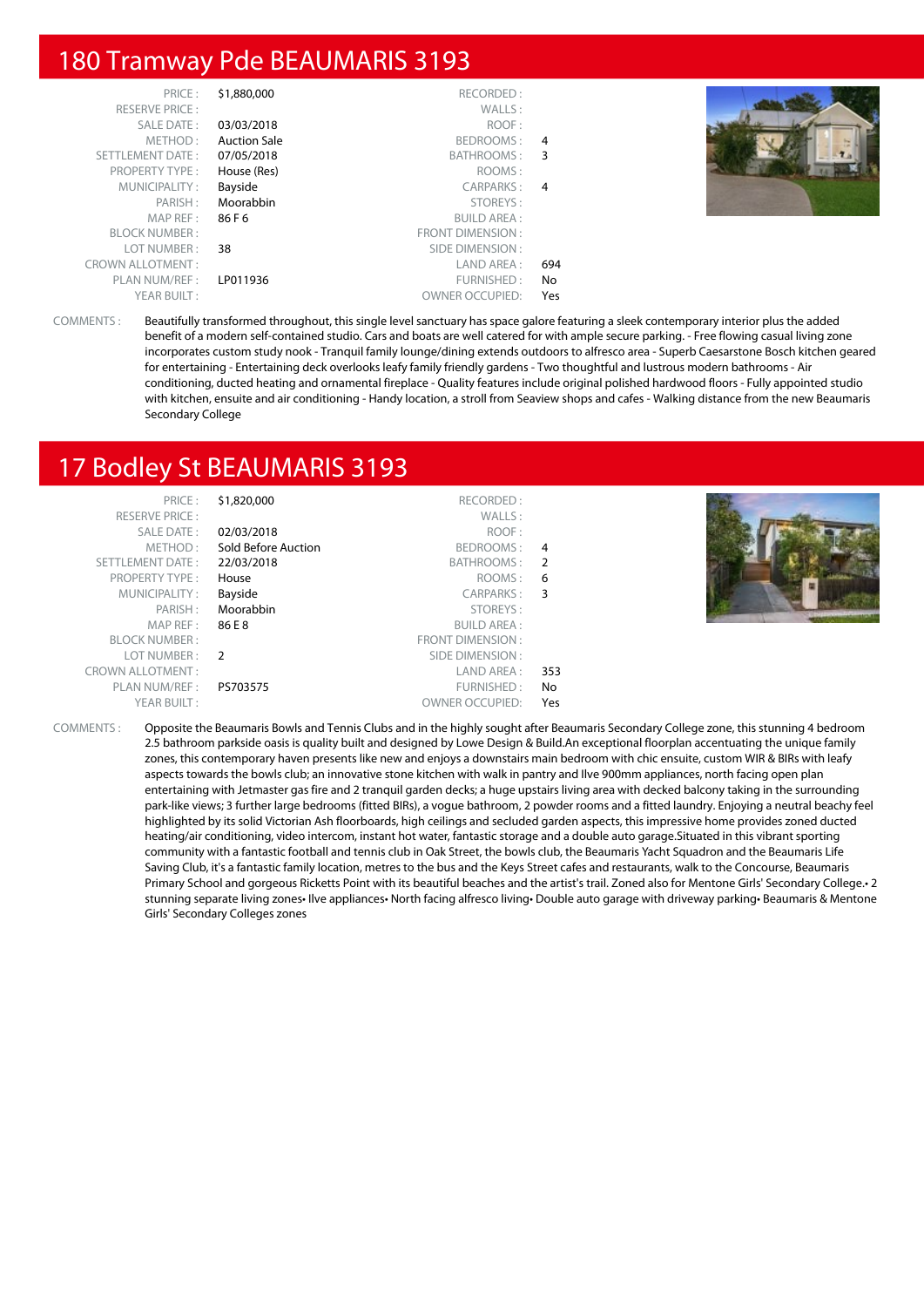# 180 Tramway Pde BEAUMARIS 3193

| | | | |
|---|---|---|---|
| PRICE : | $1,880,000 | RECORDED : | |
| RESERVE PRICE : | | WALLS : | |
| SALE DATE : | 03/03/2018 | ROOF : | |
| METHOD : | Auction Sale | BEDROOMS : | 4 |
| SETTLEMENT DATE : | 07/05/2018 | BATHROOMS : | 3 |
| PROPERTY TYPE : | House (Res) | ROOMS : | |
| MUNICIPALITY : | Bayside | CARPARKS : | 4 |
| PARISH : | Moorabbin | STOREYS : | |
| MAP REF : | 86 F 6 | BUILD AREA : | |
| BLOCK NUMBER : | | FRONT DIMENSION : | |
| LOT NUMBER : | 38 | SIDE DIMENSION : | |
| CROWN ALLOTMENT : | | LAND AREA : | 694 |
| PLAN NUM/REF : | LP011936 | FURNISHED : | No |
| YEAR BUILT : | | OWNER OCCUPIED: | Yes |

COMMENTS : Beautifully transformed throughout, this single level sanctuary has space galore featuring a sleek contemporary interior plus the added benefit of a modern self-contained studio. Cars and boats are well catered for with ample secure parking. - Free flowing casual living zone incorporates custom study nook - Tranquil family lounge/dining extends outdoors to alfresco area - Superb Caesarstone Bosch kitchen geared for entertaining - Entertaining deck overlooks leafy family friendly gardens - Two thoughtful and lustrous modern bathrooms - Air conditioning, ducted heating and ornamental fireplace - Quality features include original polished hardwood floors - Fully appointed studio with kitchen, ensuite and air conditioning - Handy location, a stroll from Seaview shops and cafes - Walking distance from the new Beaumaris Secondary College

# 17 Bodley St BEAUMARIS 3193

| | | | |
|---|---|---|---|
| PRICE : | $1,820,000 | RECORDED : | |
| RESERVE PRICE : | | WALLS : | |
| SALE DATE : | 02/03/2018 | ROOF : | |
| METHOD : | Sold Before Auction | BEDROOMS : | 4 |
| SETTLEMENT DATE : | 22/03/2018 | BATHROOMS : | 2 |
| PROPERTY TYPE : | House | ROOMS : | 6 |
| MUNICIPALITY : | Bayside | CARPARKS : | 3 |
| PARISH : | Moorabbin | STOREYS : | |
| MAP REF : | 86 E 8 | BUILD AREA : | |
| BLOCK NUMBER : | | FRONT DIMENSION : | |
| LOT NUMBER : | 2 | SIDE DIMENSION : | |
| CROWN ALLOTMENT : | | LAND AREA : | 353 |
| PLAN NUM/REF : | PS703575 | FURNISHED : | No |
| YEAR BUILT : | | OWNER OCCUPIED: | Yes |

COMMENTS : Opposite the Beaumaris Bowls and Tennis Clubs and in the highly sought after Beaumaris Secondary College zone, this stunning 4 bedroom 2.5 bathroom parkside oasis is quality built and designed by Lowe Design & Build.An exceptional floorplan accentuating the unique family zones, this contemporary haven presents like new and enjoys a downstairs main bedroom with chic ensuite, custom WIR & BIRs with leafy aspects towards the bowls club; an innovative stone kitchen with walk in pantry and Ilve 900mm appliances, north facing open plan entertaining with Jetmaster gas fire and 2 tranquil garden decks; a huge upstairs living area with decked balcony taking in the surrounding park-like views; 3 further large bedrooms (fitted BIRs), a vogue bathroom, 2 powder rooms and a fitted laundry. Enjoying a neutral beachy feel highlighted by its solid Victorian Ash floorboards, high ceilings and secluded garden aspects, this impressive home provides zoned ducted heating/air conditioning, video intercom, instant hot water, fantastic storage and a double auto garage.Situated in this vibrant sporting community with a fantastic football and tennis club in Oak Street, the bowls club, the Beaumaris Yacht Squadron and the Beaumaris Life Saving Club, it's a fantastic family location, metres to the bus and the Keys Street cafes and restaurants, walk to the Concourse, Beaumaris Primary School and gorgeous Ricketts Point with its beautiful beaches and the artist's trail. Zoned also for Mentone Girls' Secondary College.• 2 stunning separate living zones• Ilve appliances• North facing alfresco living• Double auto garage with driveway parking• Beaumaris & Mentone Girls' Secondary Colleges zones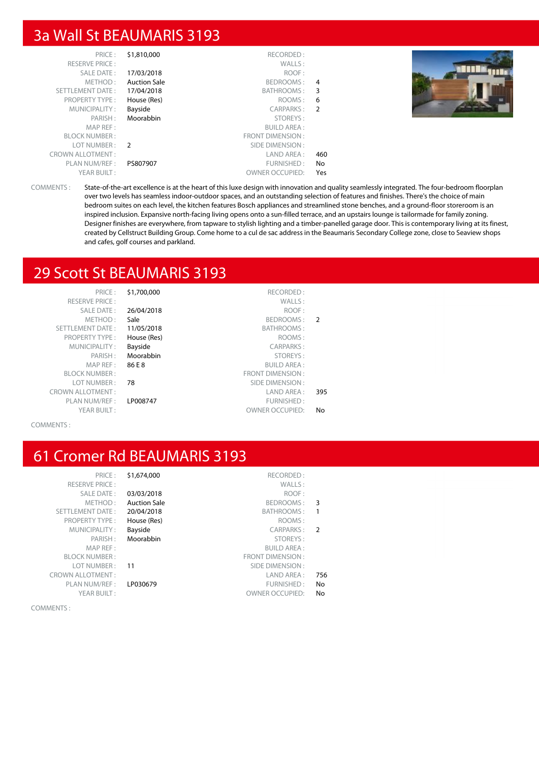# 3a Wall St BEAUMARIS 3193

| | | | |
|---|---|---|---|
| PRICE : | $1,810,000 | RECORDED : | |
| RESERVE PRICE : | | WALLS : | |
| SALE DATE : | 17/03/2018 | ROOF : | |
| METHOD : | Auction Sale | BEDROOMS : | 4 |
| SETTLEMENT DATE : | 17/04/2018 | BATHROOMS : | 3 |
| PROPERTY TYPE : | House (Res) | ROOMS : | 6 |
| MUNICIPALITY : | Bayside | CARPARKS : | 2 |
| PARISH : | Moorabbin | STOREYS : | |
| MAP REF : | | BUILD AREA : | |
| BLOCK NUMBER : | | FRONT DIMENSION : | |
| LOT NUMBER : | 2 | SIDE DIMENSION : | |
| CROWN ALLOTMENT : | | LAND AREA : | 460 |
| PLAN NUM/REF : | PS807907 | FURNISHED : | No |
| YEAR BUILT : | | OWNER OCCUPIED: | Yes |

COMMENTS : State-of-the-art excellence is at the heart of this luxe design with innovation and quality seamlessly integrated. The four-bedroom floorplan over two levels has seamless indoor-outdoor spaces, and an outstanding selection of features and finishes. There's the choice of main bedroom suites on each level, the kitchen features Bosch appliances and streamlined stone benches, and a ground-floor storeroom is an inspired inclusion. Expansive north-facing living opens onto a sun-filled terrace, and an upstairs lounge is tailormade for family zoning. Designer finishes are everywhere, from tapware to stylish lighting and a timber-panelled garage door. This is contemporary living at its finest, created by Cellstruct Building Group. Come home to a cul de sac address in the Beaumaris Secondary College zone, close to Seaview shops and cafes, golf courses and parkland.

# 29 Scott St BEAUMARIS 3193

| | | | |
|---|---|---|---|
| PRICE : | $1,700,000 | RECORDED : | |
| RESERVE PRICE : | | WALLS : | |
| SALE DATE : | 26/04/2018 | ROOF : | |
| METHOD : | Sale | BEDROOMS : | 2 |
| SETTLEMENT DATE : | 11/05/2018 | BATHROOMS : | |
| PROPERTY TYPE : | House (Res) | ROOMS : | |
| MUNICIPALITY : | Bayside | CARPARKS : | |
| PARISH : | Moorabbin | STOREYS : | |
| MAP REF : | 86 E 8 | BUILD AREA : | |
| BLOCK NUMBER : | | FRONT DIMENSION : | |
| LOT NUMBER : | 78 | SIDE DIMENSION : | |
| CROWN ALLOTMENT : | | LAND AREA : | 395 |
| PLAN NUM/REF : | LP008747 | FURNISHED : | |
| YEAR BUILT : | | OWNER OCCUPIED: | No |

COMMENTS :

# 61 Cromer Rd BEAUMARIS 3193

| | | | |
|---|---|---|---|
| PRICE : | $1,674,000 | RECORDED : | |
| RESERVE PRICE : | | WALLS : | |
| SALE DATE : | 03/03/2018 | ROOF : | |
| METHOD : | Auction Sale | BEDROOMS : | 3 |
| SETTLEMENT DATE : | 20/04/2018 | BATHROOMS : | 1 |
| PROPERTY TYPE : | House (Res) | ROOMS : | |
| MUNICIPALITY : | Bayside | CARPARKS : | 2 |
| PARISH : | Moorabbin | STOREYS : | |
| MAP REF : | | BUILD AREA : | |
| BLOCK NUMBER : | | FRONT DIMENSION : | |
| LOT NUMBER : | 11 | SIDE DIMENSION : | |
| CROWN ALLOTMENT : | | LAND AREA : | 756 |
| PLAN NUM/REF : | LP030679 | FURNISHED : | No |
| YEAR BUILT : | | OWNER OCCUPIED: | No |

COMMENTS :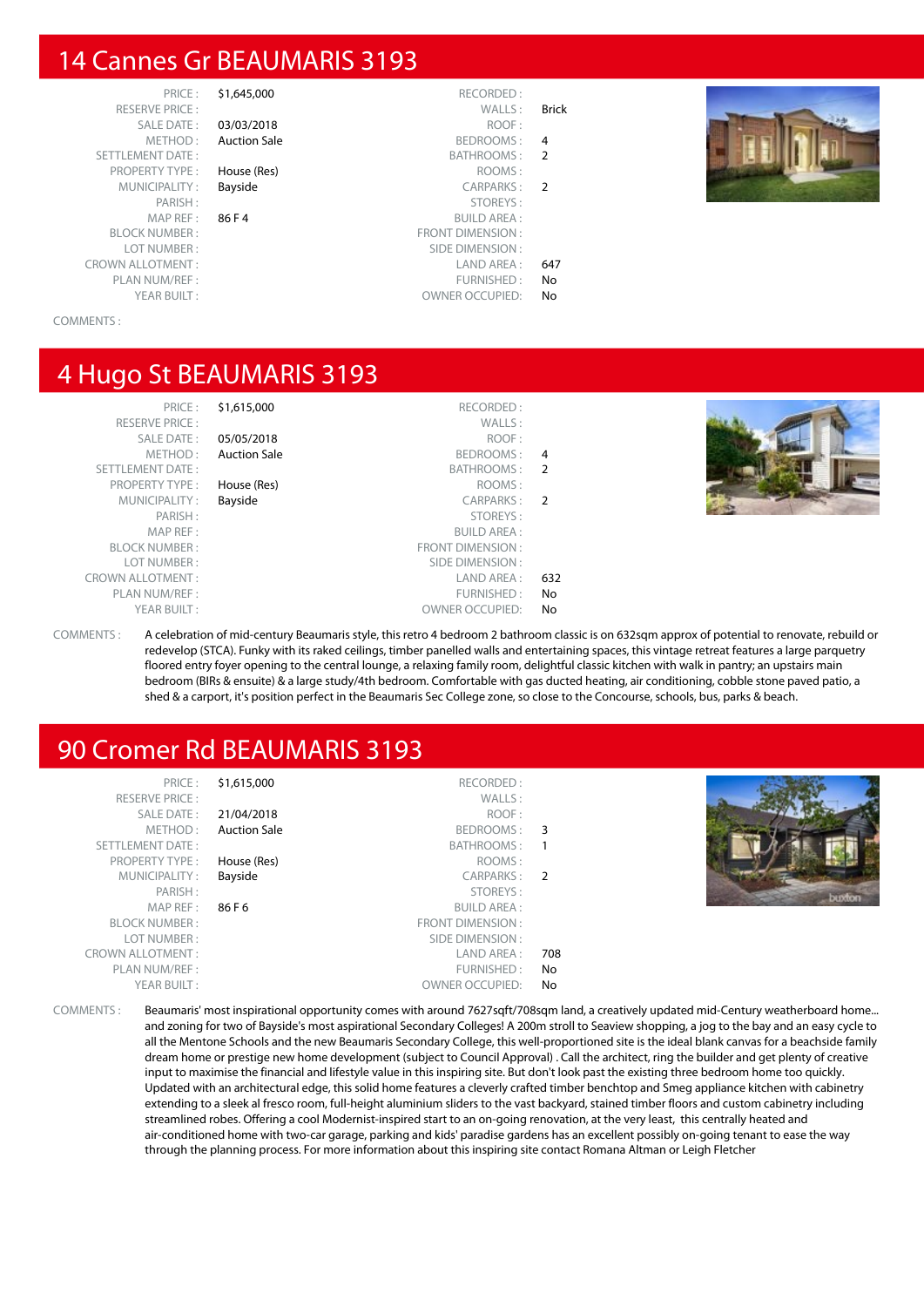# 14 Cannes Gr BEAUMARIS 3193

| | | | |
|---|---|---|---|
| PRICE : | $1,645,000 | RECORDED : | |
| RESERVE PRICE : | | WALLS : | Brick |
| SALE DATE : | 03/03/2018 | ROOF : | |
| METHOD : | Auction Sale | BEDROOMS : | 4 |
| SETTLEMENT DATE : | | BATHROOMS : | 2 |
| PROPERTY TYPE : | House (Res) | ROOMS : | |
| MUNICIPALITY : | Bayside | CARPARKS : | 2 |
| PARISH : | | STOREYS : | |
| MAP REF : | 86 F 4 | BUILD AREA : | |
| BLOCK NUMBER : | | FRONT DIMENSION : | |
| LOT NUMBER : | | SIDE DIMENSION : | |
| CROWN ALLOTMENT : | | LAND AREA : | 647 |
| PLAN NUM/REF : | | FURNISHED : | No |
| YEAR BUILT : | | OWNER OCCUPIED: | No |

COMMENTS :

# 4 Hugo St BEAUMARIS 3193

| | | | |
|---|---|---|---|
| PRICE : | $1,615,000 | RECORDED : | |
| RESERVE PRICE : | | WALLS : | |
| SALE DATE : | 05/05/2018 | ROOF : | |
| METHOD : | Auction Sale | BEDROOMS : | 4 |
| SETTLEMENT DATE : | | BATHROOMS : | 2 |
| PROPERTY TYPE : | House (Res) | ROOMS : | |
| MUNICIPALITY : | Bayside | CARPARKS : | 2 |
| PARISH : | | STOREYS : | |
| MAP REF : | | BUILD AREA : | |
| BLOCK NUMBER : | | FRONT DIMENSION : | |
| LOT NUMBER : | | SIDE DIMENSION : | |
| CROWN ALLOTMENT : | | LAND AREA : | 632 |
| PLAN NUM/REF : | | FURNISHED : | No |
| YEAR BUILT : | | OWNER OCCUPIED: | No |

COMMENTS : A celebration of mid-century Beaumaris style, this retro 4 bedroom 2 bathroom classic is on 632sqm approx of potential to renovate, rebuild or redevelop (STCA). Funky with its raked ceilings, timber panelled walls and entertaining spaces, this vintage retreat features a large parquetry floored entry foyer opening to the central lounge, a relaxing family room, delightful classic kitchen with walk in pantry; an upstairs main bedroom (BIRs & ensuite) & a large study/4th bedroom. Comfortable with gas ducted heating, air conditioning, cobble stone paved patio, a shed & a carport, it's position perfect in the Beaumaris Sec College zone, so close to the Concourse, schools, bus, parks & beach.

# 90 Cromer Rd BEAUMARIS 3193

| | | | |
|---|---|---|---|
| PRICE : | $1,615,000 | RECORDED : | |
| RESERVE PRICE : | | WALLS : | |
| SALE DATE : | 21/04/2018 | ROOF : | |
| METHOD : | Auction Sale | BEDROOMS : | 3 |
| SETTLEMENT DATE : | | BATHROOMS : | 1 |
| PROPERTY TYPE : | House (Res) | ROOMS : | |
| MUNICIPALITY : | Bayside | CARPARKS : | 2 |
| PARISH : | | STOREYS : | |
| MAP REF : | 86 F 6 | BUILD AREA : | |
| BLOCK NUMBER : | | FRONT DIMENSION : | |
| LOT NUMBER : | | SIDE DIMENSION : | |
| CROWN ALLOTMENT : | | LAND AREA : | 708 |
| PLAN NUM/REF : | | FURNISHED : | No |
| YEAR BUILT : | | OWNER OCCUPIED: | No |

COMMENTS : Beaumaris' most inspirational opportunity comes with around 7627sqft/708sqm land, a creatively updated mid-Century weatherboard home... and zoning for two of Bayside's most aspirational Secondary Colleges! A 200m stroll to Seaview shopping, a jog to the bay and an easy cycle to all the Mentone Schools and the new Beaumaris Secondary College, this well-proportioned site is the ideal blank canvas for a beachside family dream home or prestige new home development (subject to Council Approval) . Call the architect, ring the builder and get plenty of creative input to maximise the financial and lifestyle value in this inspiring site. But don't look past the existing three bedroom home too quickly. Updated with an architectural edge, this solid home features a cleverly crafted timber benchtop and Smeg appliance kitchen with cabinetry extending to a sleek al fresco room, full-height aluminium sliders to the vast backyard, stained timber floors and custom cabinetry including streamlined robes. Offering a cool Modernist-inspired start to an on-going renovation, at the very least, this centrally heated and air-conditioned home with two-car garage, parking and kids' paradise gardens has an excellent possibly on-going tenant to ease the way through the planning process. For more information about this inspiring site contact Romana Altman or Leigh Fletcher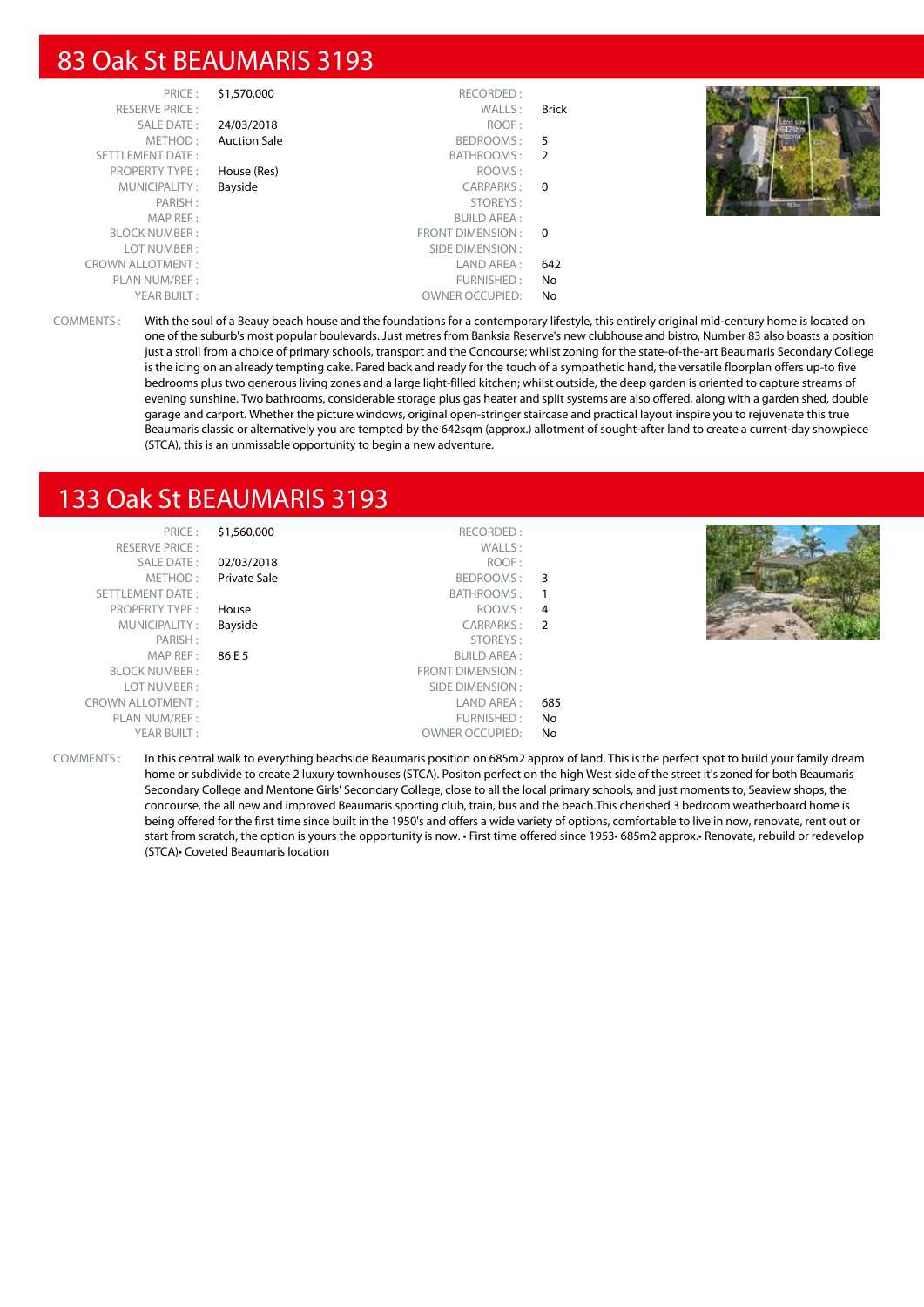# 83 Oak St BEAUMARIS 3193

| | | | |
|---|---|---|---|
| PRICE : | $1,570,000 | RECORDED : | |
| RESERVE PRICE : | | WALLS : | Brick |
| SALE DATE : | 24/03/2018 | ROOF : | |
| METHOD : | Auction Sale | BEDROOMS : | 5 |
| SETTLEMENT DATE : | | BATHROOMS : | 2 |
| PROPERTY TYPE : | House (Res) | ROOMS : | |
| MUNICIPALITY : | Bayside | CARPARKS : | 0 |
| PARISH : | | STOREYS : | |
| MAP REF : | | BUILD AREA : | |
| BLOCK NUMBER : | | FRONT DIMENSION : | 0 |
| LOT NUMBER : | | SIDE DIMENSION : | |
| CROWN ALLOTMENT : | | LAND AREA : | 642 |
| PLAN NUM/REF : | | FURNISHED : | No |
| YEAR BUILT : | | OWNER OCCUPIED: | No |

COMMENTS : With the soul of a Beauy beach house and the foundations for a contemporary lifestyle, this entirely original mid-century home is located on one of the suburb's most popular boulevards. Just metres from Banksia Reserve's new clubhouse and bistro, Number 83 also boasts a position just a stroll from a choice of primary schools, transport and the Concourse; whilst zoning for the state-of-the-art Beaumaris Secondary College is the icing on an already tempting cake. Pared back and ready for the touch of a sympathetic hand, the versatile floorplan offers up-to five bedrooms plus two generous living zones and a large light-filled kitchen; whilst outside, the deep garden is oriented to capture streams of evening sunshine. Two bathrooms, considerable storage plus gas heater and split systems are also offered, along with a garden shed, double garage and carport. Whether the picture windows, original open-stringer staircase and practical layout inspire you to rejuvenate this true Beaumaris classic or alternatively you are tempted by the 642sqm (approx.) allotment of sought-after land to create a current-day showpiece (STCA), this is an unmissable opportunity to begin a new adventure.

# 133 Oak St BEAUMARIS 3193

| | | | |
|---|---|---|---|
| PRICE : | $1,560,000 | RECORDED : | |
| RESERVE PRICE : | | WALLS : | |
| SALE DATE : | 02/03/2018 | ROOF : | |
| METHOD : | Private Sale | BEDROOMS : | 3 |
| SETTLEMENT DATE : | | BATHROOMS : | 1 |
| PROPERTY TYPE : | House | ROOMS : | 4 |
| MUNICIPALITY : | Bayside | CARPARKS : | 2 |
| PARISH : | | STOREYS : | |
| MAP REF : | 86 E 5 | BUILD AREA : | |
| BLOCK NUMBER : | | FRONT DIMENSION : | |
| LOT NUMBER : | | SIDE DIMENSION : | |
| CROWN ALLOTMENT : | | LAND AREA : | 685 |
| PLAN NUM/REF : | | FURNISHED : | No |
| YEAR BUILT : | | OWNER OCCUPIED: | No |

COMMENTS : In this central walk to everything beachside Beaumaris position on 685m2 approx of land. This is the perfect spot to build your family dream home or subdivide to create 2 luxury townhouses (STCA). Positon perfect on the high West side of the street it's zoned for both Beaumaris Secondary College and Mentone Girls' Secondary College, close to all the local primary schools, and just moments to, Seaview shops, the concourse, the all new and improved Beaumaris sporting club, train, bus and the beach.This cherished 3 bedroom weatherboard home is being offered for the first time since built in the 1950's and offers a wide variety of options, comfortable to live in now, renovate, rent out or start from scratch, the option is yours the opportunity is now. • First time offered since 1953• 685m2 approx.• Renovate, rebuild or redevelop (STCA)• Coveted Beaumaris location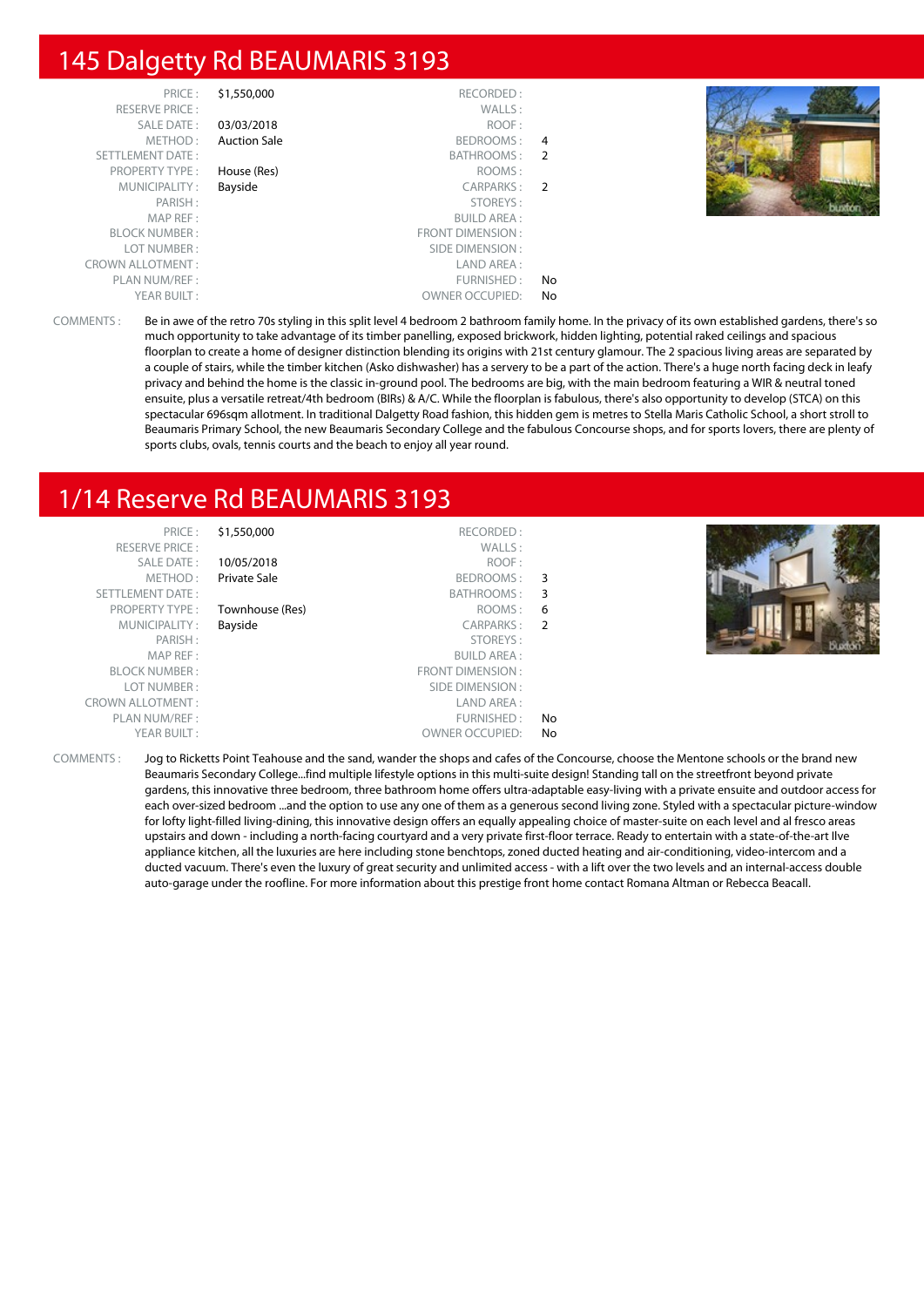# 145 Dalgetty Rd BEAUMARIS 3193

| | | | |
|---|---|---|---|
| PRICE : | $1,550,000 | RECORDED : | |
| RESERVE PRICE : | | WALLS : | |
| SALE DATE : | 03/03/2018 | ROOF : | |
| METHOD : | Auction Sale | BEDROOMS : | 4 |
| SETTLEMENT DATE : | | BATHROOMS : | 2 |
| PROPERTY TYPE : | House (Res) | ROOMS : | |
| MUNICIPALITY : | Bayside | CARPARKS : | 2 |
| PARISH : | | STOREYS : | |
| MAP REF : | | BUILD AREA : | |
| BLOCK NUMBER : | | FRONT DIMENSION : | |
| LOT NUMBER : | | SIDE DIMENSION : | |
| CROWN ALLOTMENT : | | LAND AREA : | |
| PLAN NUM/REF : | | FURNISHED : | No |
| YEAR BUILT : | | OWNER OCCUPIED: | No |

COMMENTS : Be in awe of the retro 70s styling in this split level 4 bedroom 2 bathroom family home. In the privacy of its own established gardens, there's so much opportunity to take advantage of its timber panelling, exposed brickwork, hidden lighting, potential raked ceilings and spacious floorplan to create a home of designer distinction blending its origins with 21st century glamour. The 2 spacious living areas are separated by a couple of stairs, while the timber kitchen (Asko dishwasher) has a servery to be a part of the action. There's a huge north facing deck in leafy privacy and behind the home is the classic in-ground pool. The bedrooms are big, with the main bedroom featuring a WIR & neutral toned ensuite, plus a versatile retreat/4th bedroom (BIRs) & A/C. While the floorplan is fabulous, there's also opportunity to develop (STCA) on this spectacular 696sqm allotment. In traditional Dalgetty Road fashion, this hidden gem is metres to Stella Maris Catholic School, a short stroll to Beaumaris Primary School, the new Beaumaris Secondary College and the fabulous Concourse shops, and for sports lovers, there are plenty of sports clubs, ovals, tennis courts and the beach to enjoy all year round.

# 1/14 Reserve Rd BEAUMARIS 3193

| | | | |
|---|---|---|---|
| PRICE : | $1,550,000 | RECORDED : | |
| RESERVE PRICE : | | WALLS : | |
| SALE DATE : | 10/05/2018 | ROOF : | |
| METHOD : | Private Sale | BEDROOMS : | 3 |
| SETTLEMENT DATE : | | BATHROOMS : | 3 |
| PROPERTY TYPE : | Townhouse (Res) | ROOMS : | 6 |
| MUNICIPALITY : | Bayside | CARPARKS : | 2 |
| PARISH : | | STOREYS : | |
| MAP REF : | | BUILD AREA : | |
| BLOCK NUMBER : | | FRONT DIMENSION : | |
| LOT NUMBER : | | SIDE DIMENSION : | |
| CROWN ALLOTMENT : | | LAND AREA : | |
| PLAN NUM/REF : | | FURNISHED : | No |
| YEAR BUILT : | | OWNER OCCUPIED: | No |

COMMENTS : Jog to Ricketts Point Teahouse and the sand, wander the shops and cafes of the Concourse, choose the Mentone schools or the brand new Beaumaris Secondary College...find multiple lifestyle options in this multi-suite design! Standing tall on the streetfront beyond private gardens, this innovative three bedroom, three bathroom home offers ultra-adaptable easy-living with a private ensuite and outdoor access for each over-sized bedroom ...and the option to use any one of them as a generous second living zone. Styled with a spectacular picture-window for lofty light-filled living-dining, this innovative design offers an equally appealing choice of master-suite on each level and al fresco areas upstairs and down - including a north-facing courtyard and a very private first-floor terrace. Ready to entertain with a state-of-the-art Ilve appliance kitchen, all the luxuries are here including stone benchtops, zoned ducted heating and air-conditioning, video-intercom and a ducted vacuum. There's even the luxury of great security and unlimited access - with a lift over the two levels and an internal-access double auto-garage under the roofline. For more information about this prestige front home contact Romana Altman or Rebecca Beacall.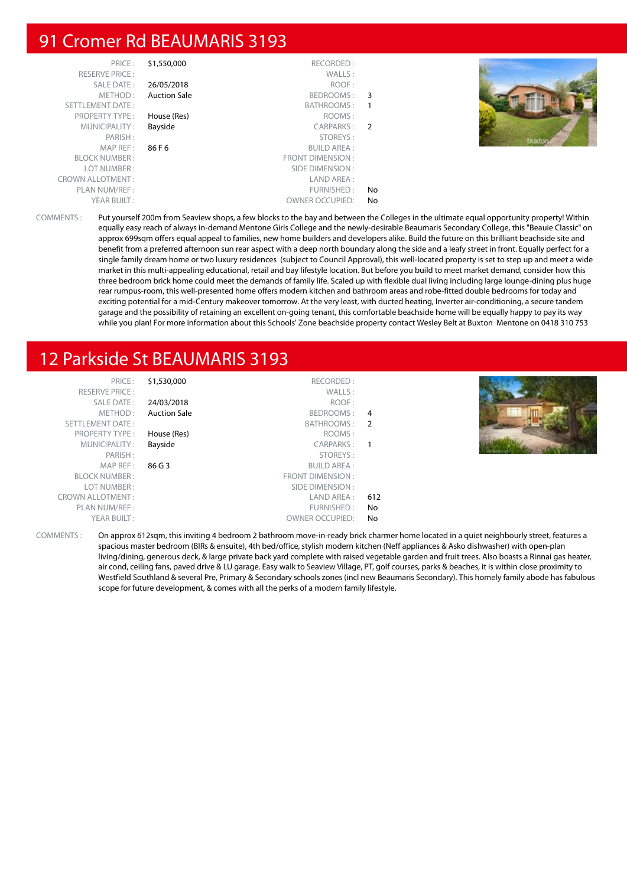## 91 Cromer Rd BEAUMARIS 3193

| | | | |
|---|---|---|---|
| PRICE : | $1,550,000 | RECORDED : | |
| RESERVE PRICE : | | WALLS : | |
| SALE DATE : | 26/05/2018 | ROOF : | |
| METHOD : | Auction Sale | BEDROOMS : | 3 |
| SETTLEMENT DATE : | | BATHROOMS : | 1 |
| PROPERTY TYPE : | House (Res) | ROOMS : | |
| MUNICIPALITY : | Bayside | CARPARKS : | 2 |
| PARISH : | | STOREYS : | |
| MAP REF : | 86 F 6 | BUILD AREA : | |
| BLOCK NUMBER : | | FRONT DIMENSION : | |
| LOT NUMBER : | | SIDE DIMENSION : | |
| CROWN ALLOTMENT : | | LAND AREA : | |
| PLAN NUM/REF : | | FURNISHED : | No |
| YEAR BUILT : | | OWNER OCCUPIED: | No |

COMMENTS : Put yourself 200m from Seaview shops, a few blocks to the bay and between the Colleges in the ultimate equal opportunity property! Within equally easy reach of always in-demand Mentone Girls College and the newly-desirable Beaumaris Secondary College, this "Beauie Classic" on approx 699sqm offers equal appeal to families, new home builders and developers alike. Build the future on this brilliant beachside site and benefit from a preferred afternoon sun rear aspect with a deep north boundary along the side and a leafy street in front. Equally perfect for a single family dream home or two luxury residences (subject to Council Approval), this well-located property is set to step up and meet a wide market in this multi-appealing educational, retail and bay lifestyle location. But before you build to meet market demand, consider how this three bedroom brick home could meet the demands of family life. Scaled up with flexible dual living including large lounge-dining plus huge rear rumpus-room, this well-presented home offers modern kitchen and bathroom areas and robe-fitted double bedrooms for today and exciting potential for a mid-Century makeover tomorrow. At the very least, with ducted heating, Inverter air-conditioning, a secure tandem garage and the possibility of retaining an excellent on-going tenant, this comfortable beachside home will be equally happy to pay its way while you plan! For more information about this Schools' Zone beachside property contact Wesley Belt at Buxton Mentone on 0418 310 753

## 12 Parkside St BEAUMARIS 3193

| | | | |
|---|---|---|---|
| PRICE : | $1,530,000 | RECORDED : | |
| RESERVE PRICE : | | WALLS : | |
| SALE DATE : | 24/03/2018 | ROOF : | |
| METHOD : | Auction Sale | BEDROOMS : | 4 |
| SETTLEMENT DATE : | | BATHROOMS : | 2 |
| PROPERTY TYPE : | House (Res) | ROOMS : | |
| MUNICIPALITY : | Bayside | CARPARKS : | 1 |
| PARISH : | | STOREYS : | |
| MAP REF : | 86 G 3 | BUILD AREA : | |
| BLOCK NUMBER : | | FRONT DIMENSION : | |
| LOT NUMBER : | | SIDE DIMENSION : | |
| CROWN ALLOTMENT : | | LAND AREA : | 612 |
| PLAN NUM/REF : | | FURNISHED : | No |
| YEAR BUILT : | | OWNER OCCUPIED: | No |

COMMENTS : On approx 612sqm, this inviting 4 bedroom 2 bathroom move-in-ready brick charmer home located in a quiet neighbourly street, features a spacious master bedroom (BIRs & ensuite), 4th bed/office, stylish modern kitchen (Neff appliances & Asko dishwasher) with open-plan living/dining, generous deck, & large private back yard complete with raised vegetable garden and fruit trees. Also boasts a Rinnai gas heater, air cond, ceiling fans, paved drive & LU garage. Easy walk to Seaview Village, PT, golf courses, parks & beaches, it is within close proximity to Westfield Southland & several Pre, Primary & Secondary schools zones (incl new Beaumaris Secondary). This homely family abode has fabulous scope for future development, & comes with all the perks of a modern family lifestyle.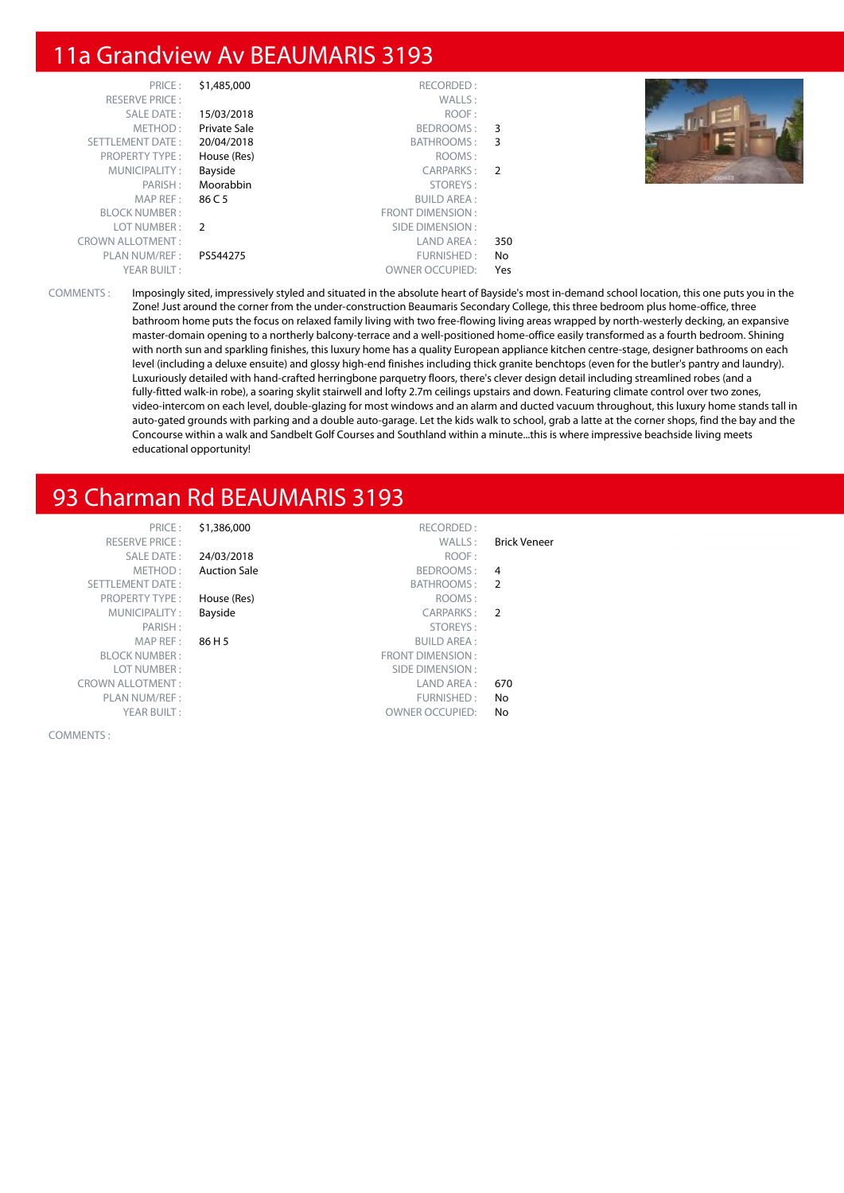## 11a Grandview Av BEAUMARIS 3193

| | | | |
|---|---|---|---|
| PRICE : | $1,485,000 | RECORDED : | |
| RESERVE PRICE : | | WALLS : | |
| SALE DATE : | 15/03/2018 | ROOF : | |
| METHOD : | Private Sale | BEDROOMS : | 3 |
| SETTLEMENT DATE : | 20/04/2018 | BATHROOMS : | 3 |
| PROPERTY TYPE : | House (Res) | ROOMS : | |
| MUNICIPALITY : | Bayside | CARPARKS : | 2 |
| PARISH : | Moorabbin | STOREYS : | |
| MAP REF : | 86 C 5 | BUILD AREA : | |
| BLOCK NUMBER : | | FRONT DIMENSION : | |
| LOT NUMBER : | 2 | SIDE DIMENSION : | |
| CROWN ALLOTMENT : | | LAND AREA : | 350 |
| PLAN NUM/REF : | PS544275 | FURNISHED : | No |
| YEAR BUILT : | | OWNER OCCUPIED: | Yes |

COMMENTS : Imposingly sited, impressively styled and situated in the absolute heart of Bayside's most in-demand school location, this one puts you in the Zone! Just around the corner from the under-construction Beaumaris Secondary College, this three bedroom plus home-office, three bathroom home puts the focus on relaxed family living with two free-flowing living areas wrapped by north-westerly decking, an expansive master-domain opening to a northerly balcony-terrace and a well-positioned home-office easily transformed as a fourth bedroom. Shining with north sun and sparkling finishes, this luxury home has a quality European appliance kitchen centre-stage, designer bathrooms on each level (including a deluxe ensuite) and glossy high-end finishes including thick granite benchtops (even for the butler's pantry and laundry). Luxuriously detailed with hand-crafted herringbone parquetry floors, there's clever design detail including streamlined robes (and a fully-fitted walk-in robe), a soaring skylit stairwell and lofty 2.7m ceilings upstairs and down. Featuring climate control over two zones, video-intercom on each level, double-glazing for most windows and an alarm and ducted vacuum throughout, this luxury home stands tall in auto-gated grounds with parking and a double auto-garage. Let the kids walk to school, grab a latte at the corner shops, find the bay and the Concourse within a walk and Sandbelt Golf Courses and Southland within a minute...this is where impressive beachside living meets educational opportunity!

## 93 Charman Rd BEAUMARIS 3193

| | | | |
|---|---|---|---|
| PRICE : | $1,386,000 | RECORDED : | |
| RESERVE PRICE : | | WALLS : | Brick Veneer |
| SALE DATE : | 24/03/2018 | ROOF : | |
| METHOD : | Auction Sale | BEDROOMS : | 4 |
| SETTLEMENT DATE : | | BATHROOMS : | 2 |
| PROPERTY TYPE : | House (Res) | ROOMS : | |
| MUNICIPALITY : | Bayside | CARPARKS : | 2 |
| PARISH : | | STOREYS : | |
| MAP REF : | 86 H 5 | BUILD AREA : | |
| BLOCK NUMBER : | | FRONT DIMENSION : | |
| LOT NUMBER : | | SIDE DIMENSION : | |
| CROWN ALLOTMENT : | | LAND AREA : | 670 |
| PLAN NUM/REF : | | FURNISHED : | No |
| YEAR BUILT : | | OWNER OCCUPIED: | No |

COMMENTS :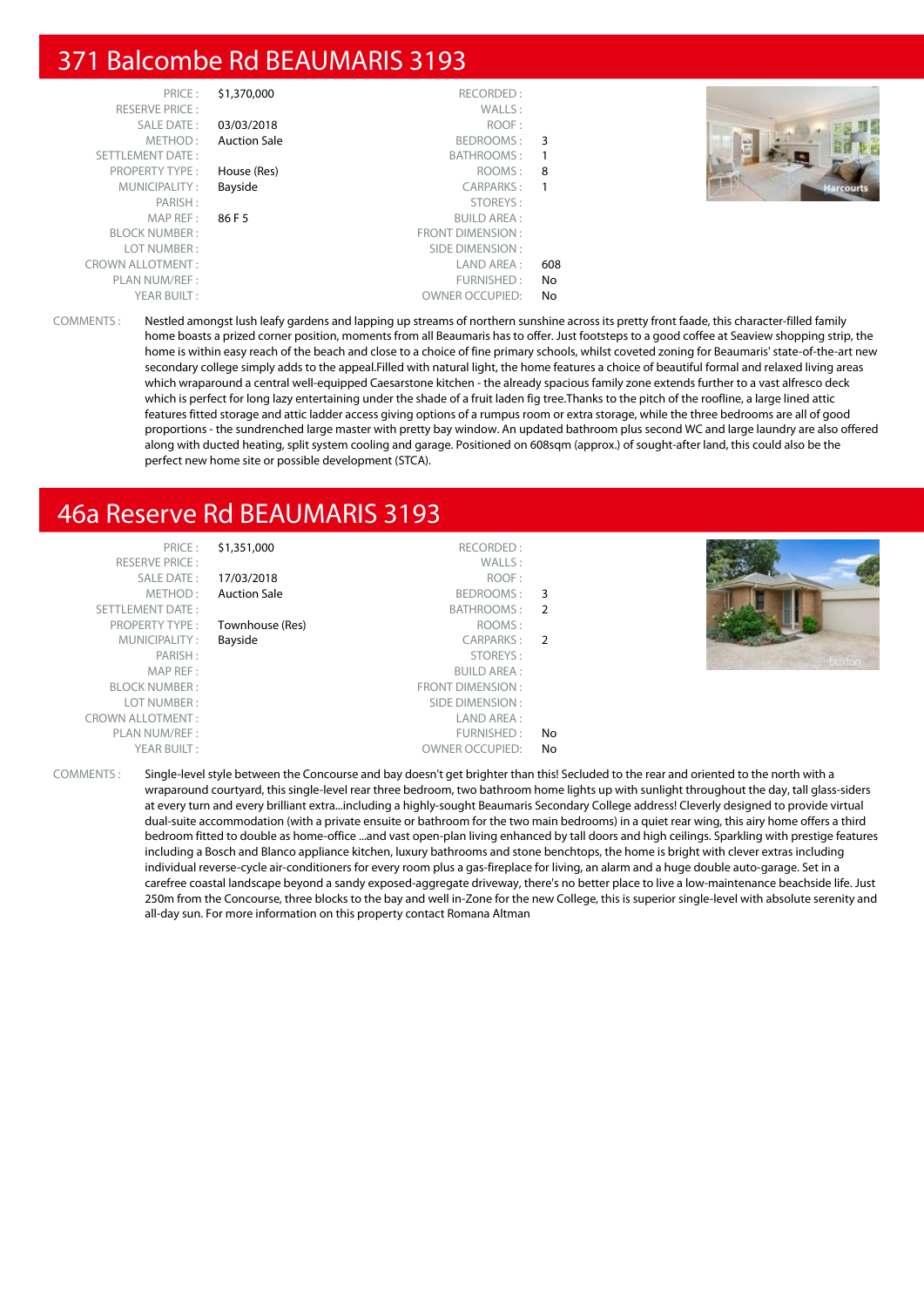## 371 Balcombe Rd BEAUMARIS 3193

| | | | |
|---|---|---|---|
| PRICE : | $1,370,000 | RECORDED : | |
| RESERVE PRICE : | | WALLS : | |
| SALE DATE : | 03/03/2018 | ROOF : | |
| METHOD : | Auction Sale | BEDROOMS : | 3 |
| SETTLEMENT DATE : | | BATHROOMS : | 1 |
| PROPERTY TYPE : | House (Res) | ROOMS : | 8 |
| MUNICIPALITY : | Bayside | CARPARKS : | 1 |
| PARISH : | | STOREYS : | |
| MAP REF : | 86 F 5 | BUILD AREA : | |
| BLOCK NUMBER : | | FRONT DIMENSION : | |
| LOT NUMBER : | | SIDE DIMENSION : | |
| CROWN ALLOTMENT : | | LAND AREA : | 608 |
| PLAN NUM/REF : | | FURNISHED : | No |
| YEAR BUILT : | | OWNER OCCUPIED: | No |

COMMENTS : Nestled amongst lush leafy gardens and lapping up streams of northern sunshine across its pretty front faade, this character-filled family home boasts a prized corner position, moments from all Beaumaris has to offer. Just footsteps to a good coffee at Seaview shopping strip, the home is within easy reach of the beach and close to a choice of fine primary schools, whilst coveted zoning for Beaumaris' state-of-the-art new secondary college simply adds to the appeal.Filled with natural light, the home features a choice of beautiful formal and relaxed living areas which wraparound a central well-equipped Caesarstone kitchen - the already spacious family zone extends further to a vast alfresco deck which is perfect for long lazy entertaining under the shade of a fruit laden fig tree.Thanks to the pitch of the roofline, a large lined attic features fitted storage and attic ladder access giving options of a rumpus room or extra storage, while the three bedrooms are all of good proportions - the sundrenched large master with pretty bay window. An updated bathroom plus second WC and large laundry are also offered along with ducted heating, split system cooling and garage. Positioned on 608sqm (approx.) of sought-after land, this could also be the perfect new home site or possible development (STCA).

## 46a Reserve Rd BEAUMARIS 3193

| | | | |
|---|---|---|---|
| PRICE : | $1,351,000 | RECORDED : | |
| RESERVE PRICE : | | WALLS : | |
| SALE DATE : | 17/03/2018 | ROOF : | |
| METHOD : | Auction Sale | BEDROOMS : | 3 |
| SETTLEMENT DATE : | | BATHROOMS : | 2 |
| PROPERTY TYPE : | Townhouse (Res) | ROOMS : | |
| MUNICIPALITY : | Bayside | CARPARKS : | 2 |
| PARISH : | | STOREYS : | |
| MAP REF : | | BUILD AREA : | |
| BLOCK NUMBER : | | FRONT DIMENSION : | |
| LOT NUMBER : | | SIDE DIMENSION : | |
| CROWN ALLOTMENT : | | LAND AREA : | |
| PLAN NUM/REF : | | FURNISHED : | No |
| YEAR BUILT : | | OWNER OCCUPIED: | No |

COMMENTS : Single-level style between the Concourse and bay doesn't get brighter than this! Secluded to the rear and oriented to the north with a wraparound courtyard, this single-level rear three bedroom, two bathroom home lights up with sunlight throughout the day, tall glass-siders at every turn and every brilliant extra...including a highly-sought Beaumaris Secondary College address! Cleverly designed to provide virtual dual-suite accommodation (with a private ensuite or bathroom for the two main bedrooms) in a quiet rear wing, this airy home offers a third bedroom fitted to double as home-office ...and vast open-plan living enhanced by tall doors and high ceilings. Sparkling with prestige features including a Bosch and Blanco appliance kitchen, luxury bathrooms and stone benchtops, the home is bright with clever extras including individual reverse-cycle air-conditioners for every room plus a gas-fireplace for living, an alarm and a huge double auto-garage. Set in a carefree coastal landscape beyond a sandy exposed-aggregate driveway, there's no better place to live a low-maintenance beachside life. Just 250m from the Concourse, three blocks to the bay and well in-Zone for the new College, this is superior single-level with absolute serenity and all-day sun. For more information on this property contact Romana Altman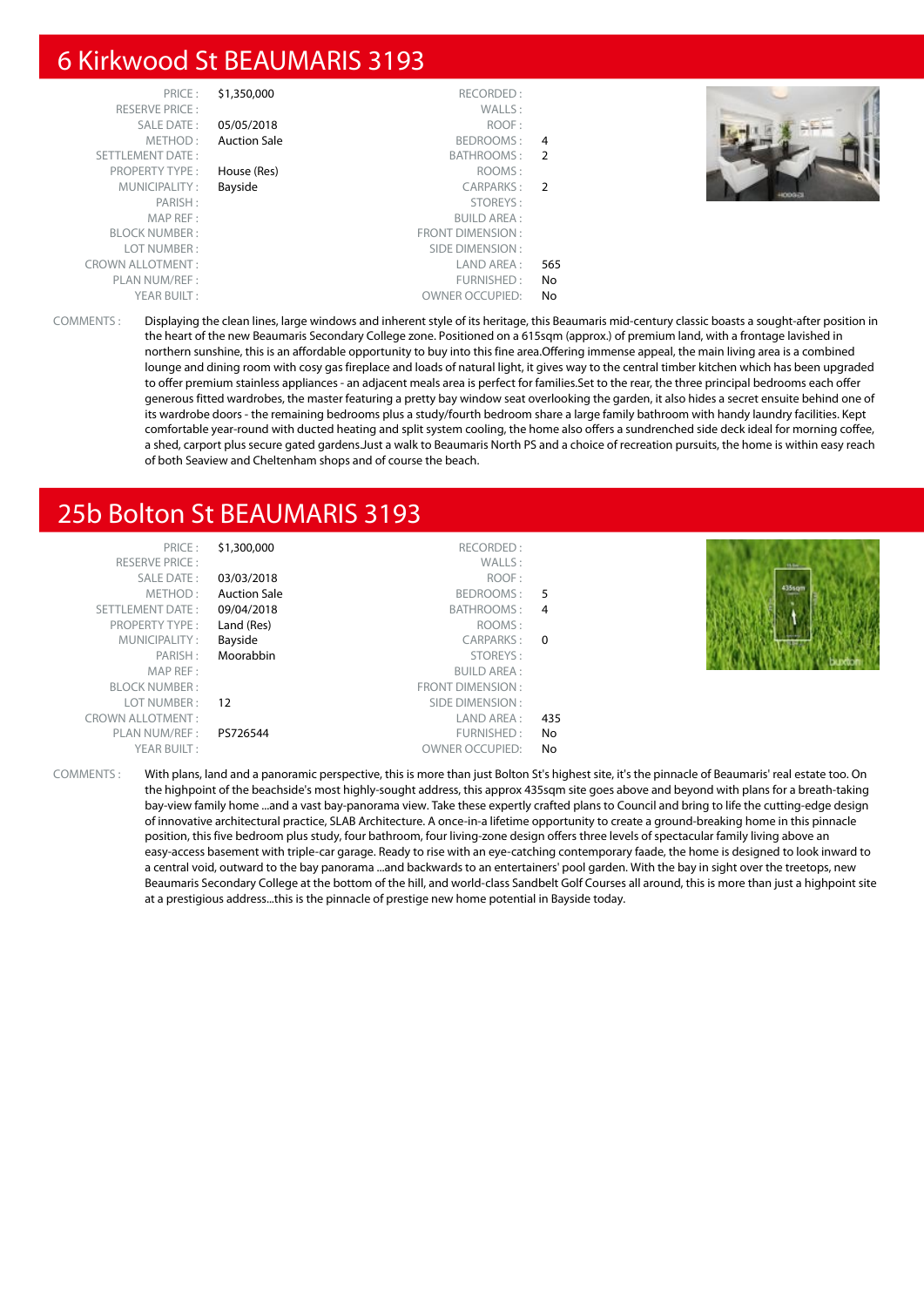# 6 Kirkwood St BEAUMARIS 3193

| | | | |
|---|---|---|---|
| PRICE : | $1,350,000 | RECORDED : | |
| RESERVE PRICE : | | WALLS : | |
| SALE DATE : | 05/05/2018 | ROOF : | |
| METHOD : | Auction Sale | BEDROOMS : | 4 |
| SETTLEMENT DATE : | | BATHROOMS : | 2 |
| PROPERTY TYPE : | House (Res) | ROOMS : | |
| MUNICIPALITY : | Bayside | CARPARKS : | 2 |
| PARISH : | | STOREYS : | |
| MAP REF : | | BUILD AREA : | |
| BLOCK NUMBER : | | FRONT DIMENSION : | |
| LOT NUMBER : | | SIDE DIMENSION : | |
| CROWN ALLOTMENT : | | LAND AREA : | 565 |
| PLAN NUM/REF : | | FURNISHED : | No |
| YEAR BUILT : | | OWNER OCCUPIED: | No |

COMMENTS : Displaying the clean lines, large windows and inherent style of its heritage, this Beaumaris mid-century classic boasts a sought-after position in the heart of the new Beaumaris Secondary College zone. Positioned on a 615sqm (approx.) of premium land, with a frontage lavished in northern sunshine, this is an affordable opportunity to buy into this fine area.Offering immense appeal, the main living area is a combined lounge and dining room with cosy gas fireplace and loads of natural light, it gives way to the central timber kitchen which has been upgraded to offer premium stainless appliances - an adjacent meals area is perfect for families.Set to the rear, the three principal bedrooms each offer generous fitted wardrobes, the master featuring a pretty bay window seat overlooking the garden, it also hides a secret ensuite behind one of its wardrobe doors - the remaining bedrooms plus a study/fourth bedroom share a large family bathroom with handy laundry facilities. Kept comfortable year-round with ducted heating and split system cooling, the home also offers a sundrenched side deck ideal for morning coffee, a shed, carport plus secure gated gardens.Just a walk to Beaumaris North PS and a choice of recreation pursuits, the home is within easy reach of both Seaview and Cheltenham shops and of course the beach.

# 25b Bolton St BEAUMARIS 3193

| | | | |
|---|---|---|---|
| PRICE : | $1,300,000 | RECORDED : | |
| RESERVE PRICE : | | WALLS : | |
| SALE DATE : | 03/03/2018 | ROOF : | |
| METHOD : | Auction Sale | BEDROOMS : | 5 |
| SETTLEMENT DATE : | 09/04/2018 | BATHROOMS : | 4 |
| PROPERTY TYPE : | Land (Res) | ROOMS : | |
| MUNICIPALITY : | Bayside | CARPARKS : | 0 |
| PARISH : | Moorabbin | STOREYS : | |
| MAP REF : | | BUILD AREA : | |
| BLOCK NUMBER : | | FRONT DIMENSION : | |
| LOT NUMBER : | 12 | SIDE DIMENSION : | |
| CROWN ALLOTMENT : | | LAND AREA : | 435 |
| PLAN NUM/REF : | PS726544 | FURNISHED : | No |
| YEAR BUILT : | | OWNER OCCUPIED: | No |

COMMENTS : With plans, land and a panoramic perspective, this is more than just Bolton St's highest site, it's the pinnacle of Beaumaris' real estate too. On the highpoint of the beachside's most highly-sought address, this approx 435sqm site goes above and beyond with plans for a breath-taking bay-view family home ...and a vast bay-panorama view. Take these expertly crafted plans to Council and bring to life the cutting-edge design of innovative architectural practice, SLAB Architecture. A once-in-a lifetime opportunity to create a ground-breaking home in this pinnacle position, this five bedroom plus study, four bathroom, four living-zone design offers three levels of spectacular family living above an easy-access basement with triple-car garage. Ready to rise with an eye-catching contemporary faade, the home is designed to look inward to a central void, outward to the bay panorama ...and backwards to an entertainers' pool garden. With the bay in sight over the treetops, new Beaumaris Secondary College at the bottom of the hill, and world-class Sandbelt Golf Courses all around, this is more than just a highpoint site at a prestigious address...this is the pinnacle of prestige new home potential in Bayside today.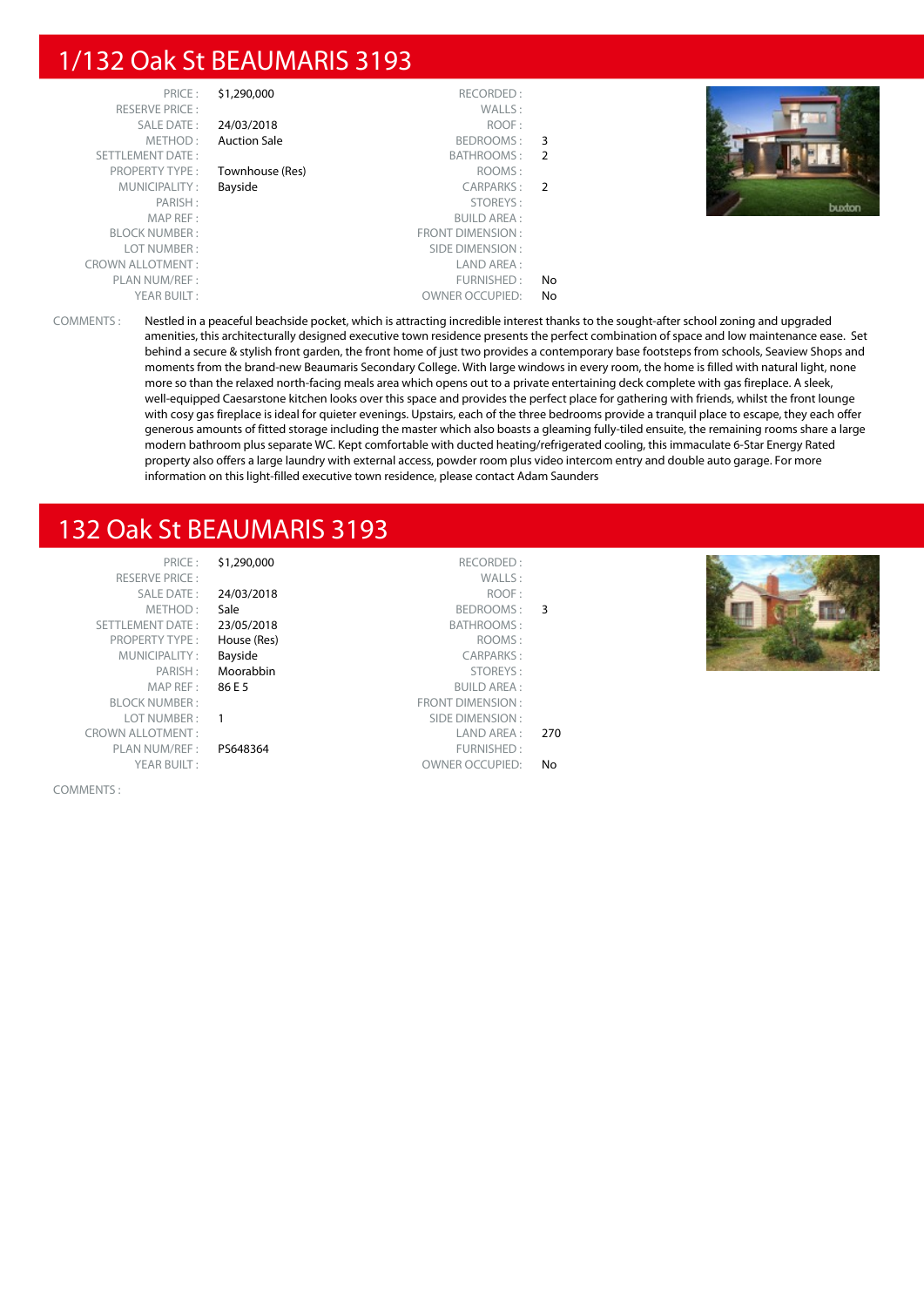## 1/132 Oak St BEAUMARIS 3193

| | | | |
|---|---|---|---|
| PRICE : | $1,290,000 | RECORDED : | |
| RESERVE PRICE : | | WALLS : | |
| SALE DATE : | 24/03/2018 | ROOF : | |
| METHOD : | Auction Sale | BEDROOMS : | 3 |
| SETTLEMENT DATE : | | BATHROOMS : | 2 |
| PROPERTY TYPE : | Townhouse (Res) | ROOMS : | |
| MUNICIPALITY : | Bayside | CARPARKS : | 2 |
| PARISH : | | STOREYS : | |
| MAP REF : | | BUILD AREA : | |
| BLOCK NUMBER : | | FRONT DIMENSION : | |
| LOT NUMBER : | | SIDE DIMENSION : | |
| CROWN ALLOTMENT : | | LAND AREA : | |
| PLAN NUM/REF : | | FURNISHED : | No |
| YEAR BUILT : | | OWNER OCCUPIED: | No |

COMMENTS : Nestled in a peaceful beachside pocket, which is attracting incredible interest thanks to the sought-after school zoning and upgraded amenities, this architecturally designed executive town residence presents the perfect combination of space and low maintenance ease. Set behind a secure & stylish front garden, the front home of just two provides a contemporary base footsteps from schools, Seaview Shops and moments from the brand-new Beaumaris Secondary College. With large windows in every room, the home is filled with natural light, none more so than the relaxed north-facing meals area which opens out to a private entertaining deck complete with gas fireplace. A sleek, well-equipped Caesarstone kitchen looks over this space and provides the perfect place for gathering with friends, whilst the front lounge with cosy gas fireplace is ideal for quieter evenings. Upstairs, each of the three bedrooms provide a tranquil place to escape, they each offer generous amounts of fitted storage including the master which also boasts a gleaming fully-tiled ensuite, the remaining rooms share a large modern bathroom plus separate WC. Kept comfortable with ducted heating/refrigerated cooling, this immaculate 6-Star Energy Rated property also offers a large laundry with external access, powder room plus video intercom entry and double auto garage. For more information on this light-filled executive town residence, please contact Adam Saunders

## 132 Oak St BEAUMARIS 3193

| | | | |
|---|---|---|---|
| PRICE : | $1,290,000 | RECORDED : | |
| RESERVE PRICE : | | WALLS : | |
| SALE DATE : | 24/03/2018 | ROOF : | |
| METHOD : | Sale | BEDROOMS : | 3 |
| SETTLEMENT DATE : | 23/05/2018 | BATHROOMS : | |
| PROPERTY TYPE : | House (Res) | ROOMS : | |
| MUNICIPALITY : | Bayside | CARPARKS : | |
| PARISH : | Moorabbin | STOREYS : | |
| MAP REF : | 86 E 5 | BUILD AREA : | |
| BLOCK NUMBER : | | FRONT DIMENSION : | |
| LOT NUMBER : | 1 | SIDE DIMENSION : | |
| CROWN ALLOTMENT : | | LAND AREA : | 270 |
| PLAN NUM/REF : | PS648364 | FURNISHED : | |
| YEAR BUILT : | | OWNER OCCUPIED: | No |

COMMENTS :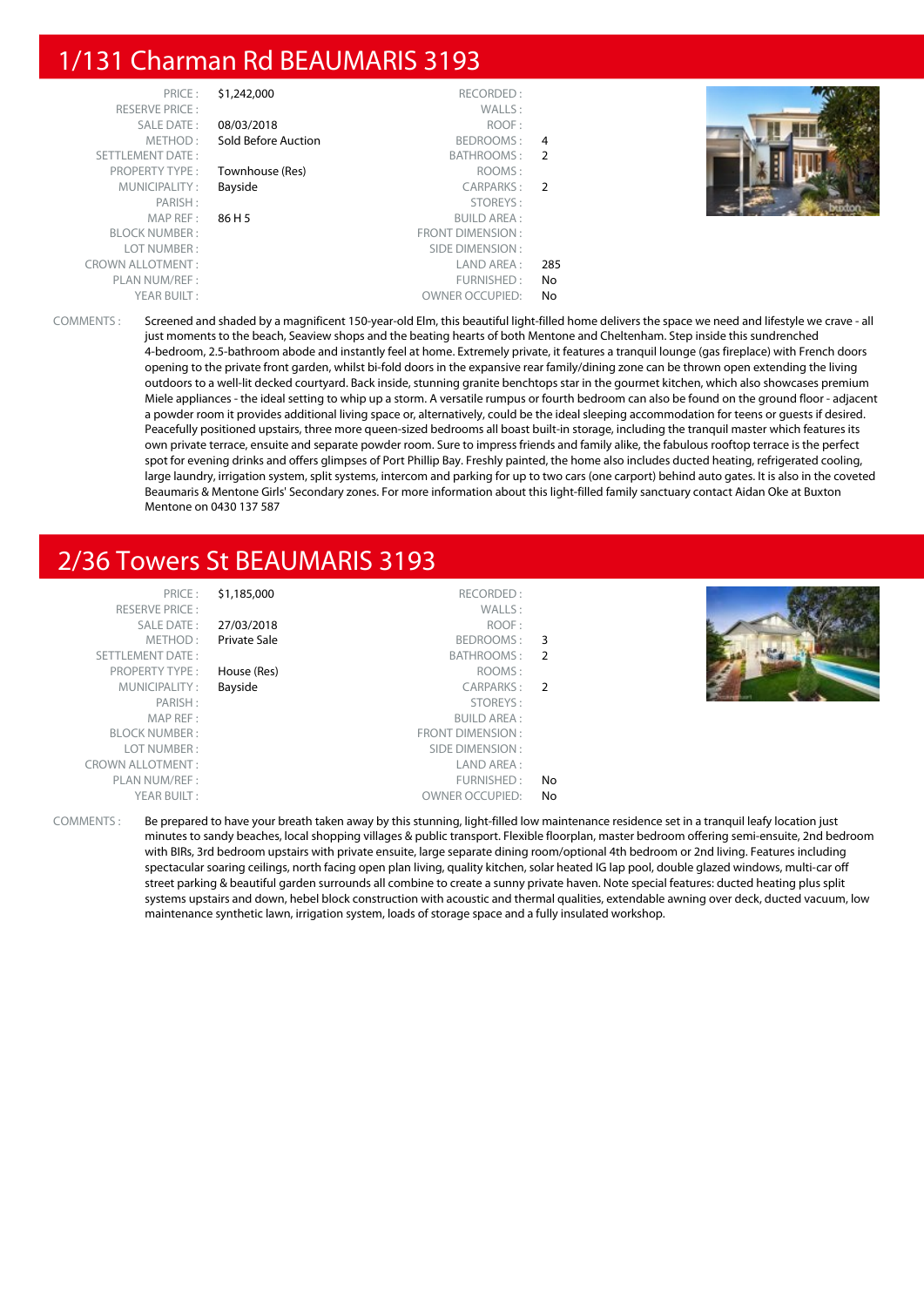## 1/131 Charman Rd BEAUMARIS 3193

| | | | |
|---|---|---|---|
| PRICE : | $1,242,000 | RECORDED : | |
| RESERVE PRICE : | | WALLS : | |
| SALE DATE : | 08/03/2018 | ROOF : | |
| METHOD : | Sold Before Auction | BEDROOMS : | 4 |
| SETTLEMENT DATE : | | BATHROOMS : | 2 |
| PROPERTY TYPE : | Townhouse (Res) | ROOMS : | |
| MUNICIPALITY : | Bayside | CARPARKS : | 2 |
| PARISH : | | STOREYS : | |
| MAP REF : | 86 H 5 | BUILD AREA : | |
| BLOCK NUMBER : | | FRONT DIMENSION : | |
| LOT NUMBER : | | SIDE DIMENSION : | |
| CROWN ALLOTMENT : | | LAND AREA : | 285 |
| PLAN NUM/REF : | | FURNISHED : | No |
| YEAR BUILT : | | OWNER OCCUPIED: | No |

COMMENTS : Screened and shaded by a magnificent 150-year-old Elm, this beautiful light-filled home delivers the space we need and lifestyle we crave - all just moments to the beach, Seaview shops and the beating hearts of both Mentone and Cheltenham. Step inside this sundrenched 4-bedroom, 2.5-bathroom abode and instantly feel at home. Extremely private, it features a tranquil lounge (gas fireplace) with French doors opening to the private front garden, whilst bi-fold doors in the expansive rear family/dining zone can be thrown open extending the living outdoors to a well-lit decked courtyard. Back inside, stunning granite benchtops star in the gourmet kitchen, which also showcases premium Miele appliances - the ideal setting to whip up a storm. A versatile rumpus or fourth bedroom can also be found on the ground floor - adjacent a powder room it provides additional living space or, alternatively, could be the ideal sleeping accommodation for teens or guests if desired. Peacefully positioned upstairs, three more queen-sized bedrooms all boast built-in storage, including the tranquil master which features its own private terrace, ensuite and separate powder room. Sure to impress friends and family alike, the fabulous rooftop terrace is the perfect spot for evening drinks and offers glimpses of Port Phillip Bay. Freshly painted, the home also includes ducted heating, refrigerated cooling, large laundry, irrigation system, split systems, intercom and parking for up to two cars (one carport) behind auto gates. It is also in the coveted Beaumaris & Mentone Girls' Secondary zones. For more information about this light-filled family sanctuary contact Aidan Oke at Buxton Mentone on 0430 137 587

## 2/36 Towers St BEAUMARIS 3193

| | | | |
|---|---|---|---|
| PRICE : | $1,185,000 | RECORDED : | |
| RESERVE PRICE : | | WALLS : | |
| SALE DATE : | 27/03/2018 | ROOF : | |
| METHOD : | Private Sale | BEDROOMS : | 3 |
| SETTLEMENT DATE : | | BATHROOMS : | 2 |
| PROPERTY TYPE : | House (Res) | ROOMS : | |
| MUNICIPALITY : | Bayside | CARPARKS : | 2 |
| PARISH : | | STOREYS : | |
| MAP REF : | | BUILD AREA : | |
| BLOCK NUMBER : | | FRONT DIMENSION : | |
| LOT NUMBER : | | SIDE DIMENSION : | |
| CROWN ALLOTMENT : | | LAND AREA : | |
| PLAN NUM/REF : | | FURNISHED : | No |
| YEAR BUILT : | | OWNER OCCUPIED: | No |

COMMENTS : Be prepared to have your breath taken away by this stunning, light-filled low maintenance residence set in a tranquil leafy location just minutes to sandy beaches, local shopping villages & public transport. Flexible floorplan, master bedroom offering semi-ensuite, 2nd bedroom with BIRs, 3rd bedroom upstairs with private ensuite, large separate dining room/optional 4th bedroom or 2nd living. Features including spectacular soaring ceilings, north facing open plan living, quality kitchen, solar heated IG lap pool, double glazed windows, multi-car off street parking & beautiful garden surrounds all combine to create a sunny private haven. Note special features: ducted heating plus split systems upstairs and down, hebel block construction with acoustic and thermal qualities, extendable awning over deck, ducted vacuum, low maintenance synthetic lawn, irrigation system, loads of storage space and a fully insulated workshop.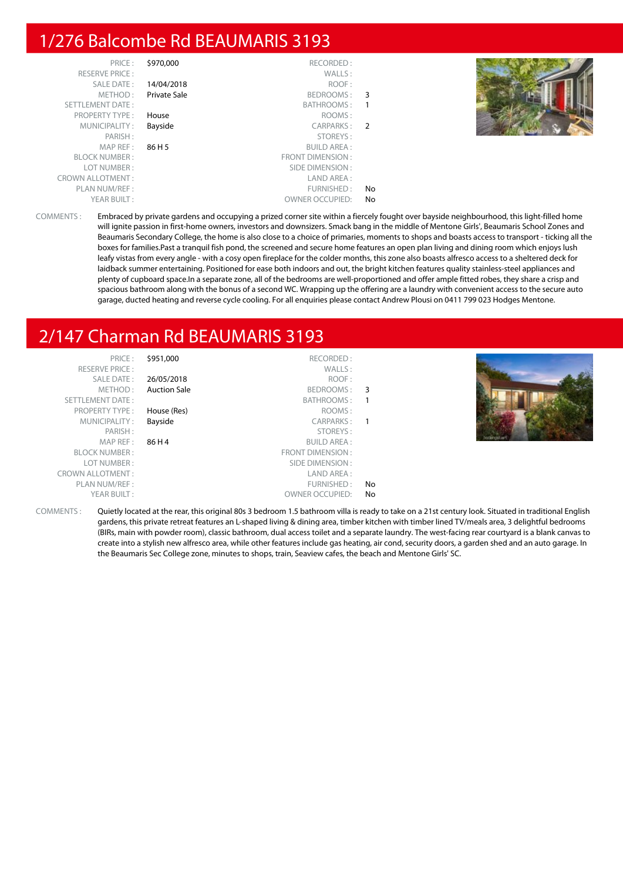## 1/276 Balcombe Rd BEAUMARIS 3193

| | | | |
|---|---|---|---|
| PRICE : | $970,000 | RECORDED : | |
| RESERVE PRICE : | | WALLS : | |
| SALE DATE : | 14/04/2018 | ROOF : | |
| METHOD : | Private Sale | BEDROOMS : | 3 |
| SETTLEMENT DATE : | | BATHROOMS : | 1 |
| PROPERTY TYPE : | House | ROOMS : | |
| MUNICIPALITY : | Bayside | CARPARKS : | 2 |
| PARISH : | | STOREYS : | |
| MAP REF : | 86 H 5 | BUILD AREA : | |
| BLOCK NUMBER : | | FRONT DIMENSION : | |
| LOT NUMBER : | | SIDE DIMENSION : | |
| CROWN ALLOTMENT : | | LAND AREA : | |
| PLAN NUM/REF : | | FURNISHED : | No |
| YEAR BUILT : | | OWNER OCCUPIED: | No |

COMMENTS : Embraced by private gardens and occupying a prized corner site within a fiercely fought over bayside neighbourhood, this light-filled home will ignite passion in first-home owners, investors and downsizers. Smack bang in the middle of Mentone Girls', Beaumaris School Zones and Beaumaris Secondary College, the home is also close to a choice of primaries, moments to shops and boasts access to transport - ticking all the boxes for families.Past a tranquil fish pond, the screened and secure home features an open plan living and dining room which enjoys lush leafy vistas from every angle - with a cosy open fireplace for the colder months, this zone also boasts alfresco access to a sheltered deck for laidback summer entertaining. Positioned for ease both indoors and out, the bright kitchen features quality stainless-steel appliances and plenty of cupboard space.In a separate zone, all of the bedrooms are well-proportioned and offer ample fitted robes, they share a crisp and spacious bathroom along with the bonus of a second WC. Wrapping up the offering are a laundry with convenient access to the secure auto garage, ducted heating and reverse cycle cooling. For all enquiries please contact Andrew Plousi on 0411 799 023 Hodges Mentone.

## 2/147 Charman Rd BEAUMARIS 3193

| | | | |
|---|---|---|---|
| PRICE : | $951,000 | RECORDED : | |
| RESERVE PRICE : | | WALLS : | |
| SALE DATE : | 26/05/2018 | ROOF : | |
| METHOD : | Auction Sale | BEDROOMS : | 3 |
| SETTLEMENT DATE : | | BATHROOMS : | 1 |
| PROPERTY TYPE : | House (Res) | ROOMS : | |
| MUNICIPALITY : | Bayside | CARPARKS : | 1 |
| PARISH : | | STOREYS : | |
| MAP REF : | 86 H 4 | BUILD AREA : | |
| BLOCK NUMBER : | | FRONT DIMENSION : | |
| LOT NUMBER : | | SIDE DIMENSION : | |
| CROWN ALLOTMENT : | | LAND AREA : | |
| PLAN NUM/REF : | | FURNISHED : | No |
| YEAR BUILT : | | OWNER OCCUPIED: | No |

COMMENTS : Quietly located at the rear, this original 80s 3 bedroom 1.5 bathroom villa is ready to take on a 21st century look. Situated in traditional English gardens, this private retreat features an L-shaped living & dining area, timber kitchen with timber lined TV/meals area, 3 delightful bedrooms (BIRs, main with powder room), classic bathroom, dual access toilet and a separate laundry. The west-facing rear courtyard is a blank canvas to create into a stylish new alfresco area, while other features include gas heating, air cond, security doors, a garden shed and an auto garage. In the Beaumaris Sec College zone, minutes to shops, train, Seaview cafes, the beach and Mentone Girls' SC.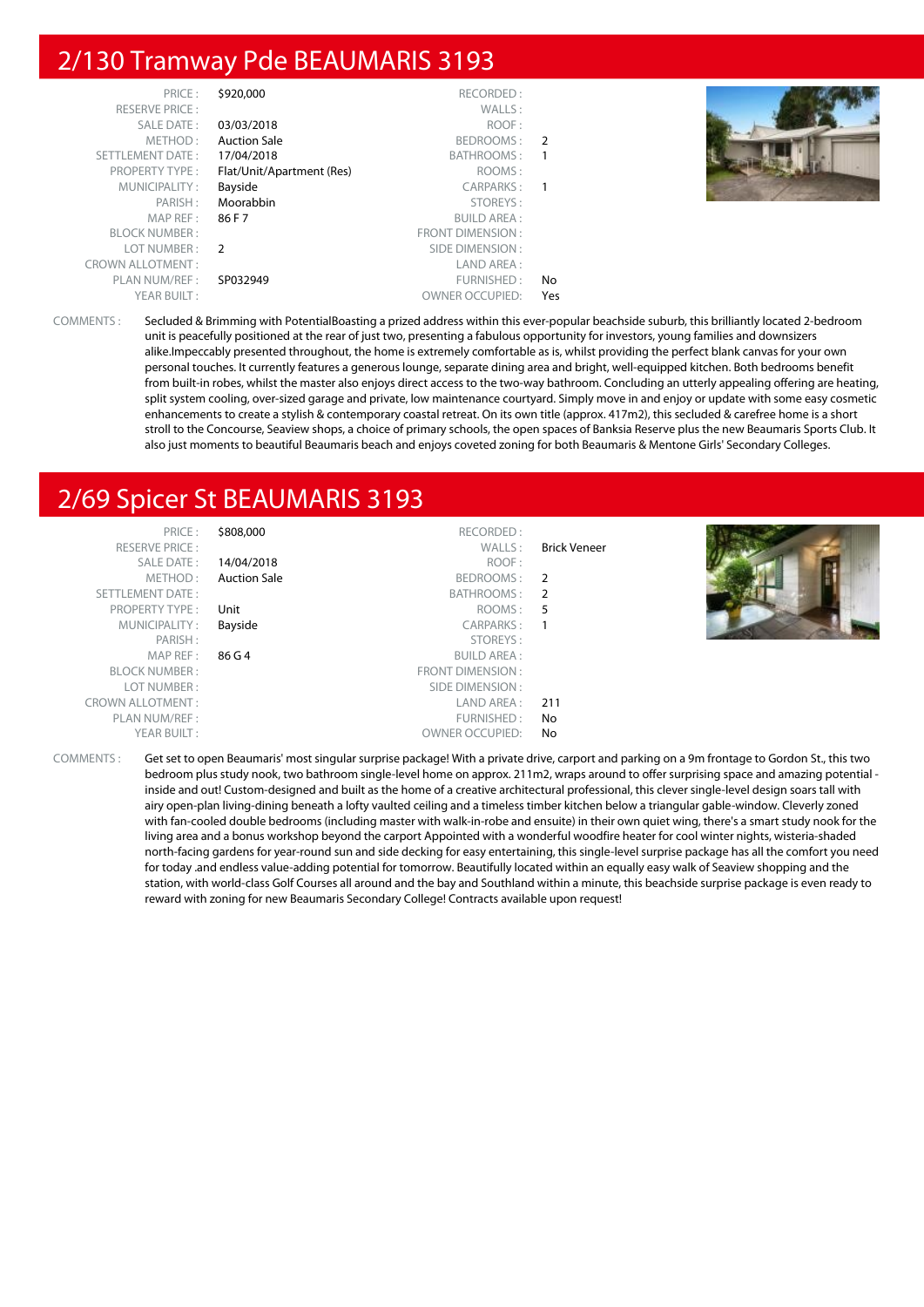## 2/130 Tramway Pde BEAUMARIS 3193

| | | | |
|---|---|---|---|
| PRICE : | $920,000 | RECORDED : | |
| RESERVE PRICE : | | WALLS : | |
| SALE DATE : | 03/03/2018 | ROOF : | |
| METHOD : | Auction Sale | BEDROOMS : | 2 |
| SETTLEMENT DATE : | 17/04/2018 | BATHROOMS : | 1 |
| PROPERTY TYPE : | Flat/Unit/Apartment (Res) | ROOMS : | |
| MUNICIPALITY : | Bayside | CARPARKS : | 1 |
| PARISH : | Moorabbin | STOREYS : | |
| MAP REF : | 86 F 7 | BUILD AREA : | |
| BLOCK NUMBER : | | FRONT DIMENSION : | |
| LOT NUMBER : | 2 | SIDE DIMENSION : | |
| CROWN ALLOTMENT : | | LAND AREA : | |
| PLAN NUM/REF : | SP032949 | FURNISHED : | No |
| YEAR BUILT : | | OWNER OCCUPIED: | Yes |

COMMENTS : Secluded & Brimming with PotentialBoasting a prized address within this ever-popular beachside suburb, this brilliantly located 2-bedroom unit is peacefully positioned at the rear of just two, presenting a fabulous opportunity for investors, young families and downsizers alike.Impeccably presented throughout, the home is extremely comfortable as is, whilst providing the perfect blank canvas for your own personal touches. It currently features a generous lounge, separate dining area and bright, well-equipped kitchen. Both bedrooms benefit from built-in robes, whilst the master also enjoys direct access to the two-way bathroom. Concluding an utterly appealing offering are heating, split system cooling, over-sized garage and private, low maintenance courtyard. Simply move in and enjoy or update with some easy cosmetic enhancements to create a stylish & contemporary coastal retreat. On its own title (approx. 417m2), this secluded & carefree home is a short stroll to the Concourse, Seaview shops, a choice of primary schools, the open spaces of Banksia Reserve plus the new Beaumaris Sports Club. It also just moments to beautiful Beaumaris beach and enjoys coveted zoning for both Beaumaris & Mentone Girls' Secondary Colleges.

## 2/69 Spicer St BEAUMARIS 3193

| | | | |
|---|---|---|---|
| PRICE : | $808,000 | RECORDED : | |
| RESERVE PRICE : | | WALLS : | Brick Veneer |
| SALE DATE : | 14/04/2018 | ROOF : | |
| METHOD : | Auction Sale | BEDROOMS : | 2 |
| SETTLEMENT DATE : | | BATHROOMS : | 2 |
| PROPERTY TYPE : | Unit | ROOMS : | 5 |
| MUNICIPALITY : | Bayside | CARPARKS : | 1 |
| PARISH : | | STOREYS : | |
| MAP REF : | 86 G 4 | BUILD AREA : | |
| BLOCK NUMBER : | | FRONT DIMENSION : | |
| LOT NUMBER : | | SIDE DIMENSION : | |
| CROWN ALLOTMENT : | | LAND AREA : | 211 |
| PLAN NUM/REF : | | FURNISHED : | No |
| YEAR BUILT : | | OWNER OCCUPIED: | No |

COMMENTS : Get set to open Beaumaris' most singular surprise package! With a private drive, carport and parking on a 9m frontage to Gordon St., this two bedroom plus study nook, two bathroom single-level home on approx. 211m2, wraps around to offer surprising space and amazing potential - inside and out! Custom-designed and built as the home of a creative architectural professional, this clever single-level design soars tall with airy open-plan living-dining beneath a lofty vaulted ceiling and a timeless timber kitchen below a triangular gable-window. Cleverly zoned with fan-cooled double bedrooms (including master with walk-in-robe and ensuite) in their own quiet wing, there's a smart study nook for the living area and a bonus workshop beyond the carport Appointed with a wonderful woodfire heater for cool winter nights, wisteria-shaded north-facing gardens for year-round sun and side decking for easy entertaining, this single-level surprise package has all the comfort you need for today .and endless value-adding potential for tomorrow. Beautifully located within an equally easy walk of Seaview shopping and the station, with world-class Golf Courses all around and the bay and Southland within a minute, this beachside surprise package is even ready to reward with zoning for new Beaumaris Secondary College! Contracts available upon request!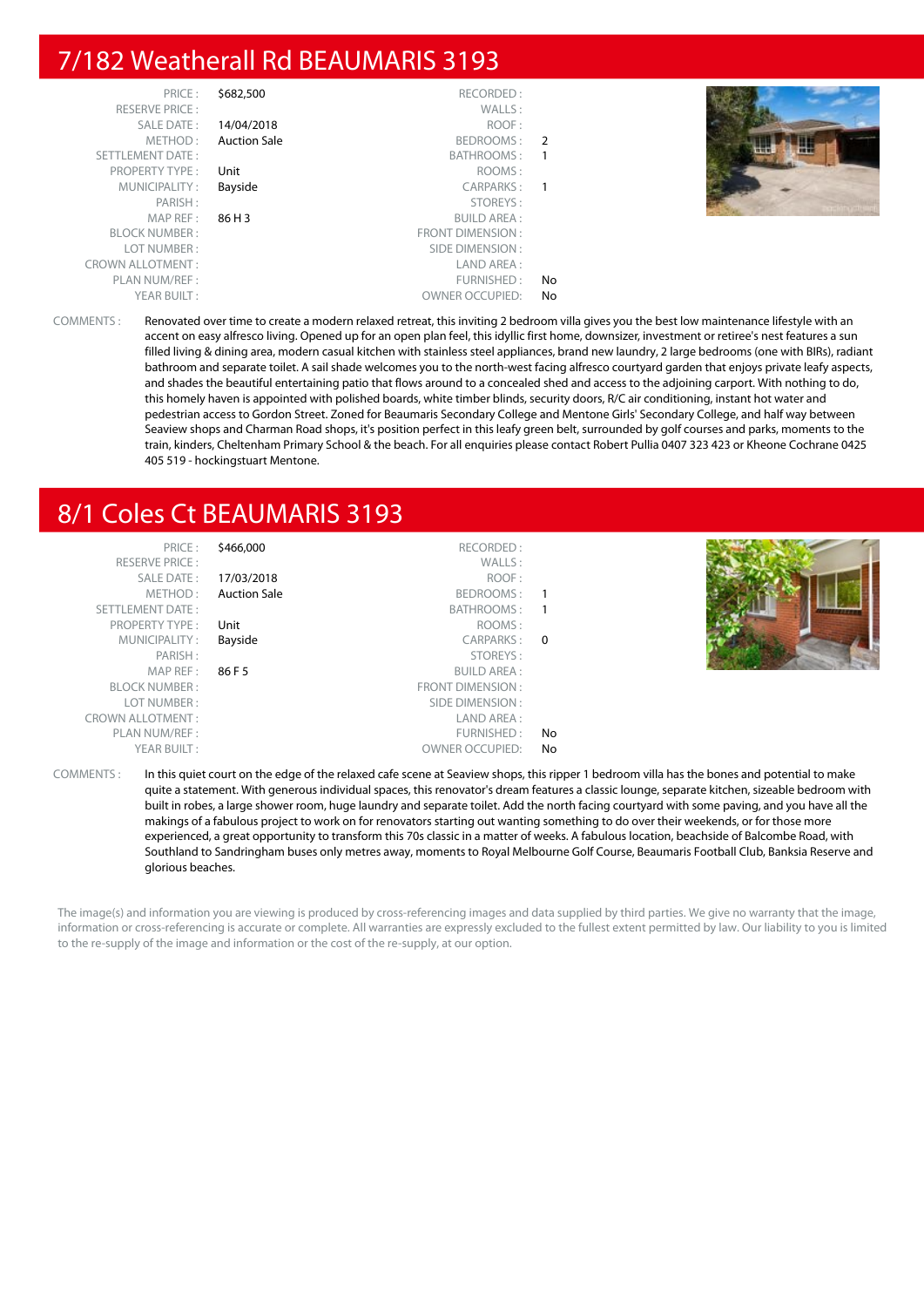## 7/182 Weatherall Rd BEAUMARIS 3193

| | | | |
|---|---|---|---|
| PRICE : | $682,500 | RECORDED : | |
| RESERVE PRICE : | | WALLS : | |
| SALE DATE : | 14/04/2018 | ROOF : | |
| METHOD : | Auction Sale | BEDROOMS : | 2 |
| SETTLEMENT DATE : | | BATHROOMS : | 1 |
| PROPERTY TYPE : | Unit | ROOMS : | |
| MUNICIPALITY : | Bayside | CARPARKS : | 1 |
| PARISH : | | STOREYS : | |
| MAP REF : | 86 H 3 | BUILD AREA : | |
| BLOCK NUMBER : | | FRONT DIMENSION : | |
| LOT NUMBER : | | SIDE DIMENSION : | |
| CROWN ALLOTMENT : | | LAND AREA : | |
| PLAN NUM/REF : | | FURNISHED : | No |
| YEAR BUILT : | | OWNER OCCUPIED: | No |

COMMENTS : Renovated over time to create a modern relaxed retreat, this inviting 2 bedroom villa gives you the best low maintenance lifestyle with an accent on easy alfresco living. Opened up for an open plan feel, this idyllic first home, downsizer, investment or retiree's nest features a sun filled living & dining area, modern casual kitchen with stainless steel appliances, brand new laundry, 2 large bedrooms (one with BIRs), radiant bathroom and separate toilet. A sail shade welcomes you to the north-west facing alfresco courtyard garden that enjoys private leafy aspects, and shades the beautiful entertaining patio that flows around to a concealed shed and access to the adjoining carport. With nothing to do, this homely haven is appointed with polished boards, white timber blinds, security doors, R/C air conditioning, instant hot water and pedestrian access to Gordon Street. Zoned for Beaumaris Secondary College and Mentone Girls' Secondary College, and half way between Seaview shops and Charman Road shops, it's position perfect in this leafy green belt, surrounded by golf courses and parks, moments to the train, kinders, Cheltenham Primary School & the beach. For all enquiries please contact Robert Pullia 0407 323 423 or Kheone Cochrane 0425 405 519 - hockingstuart Mentone.

## 8/1 Coles Ct BEAUMARIS 3193

| | | | |
|---|---|---|---|
| PRICE : | $466,000 | RECORDED : | |
| RESERVE PRICE : | | WALLS : | |
| SALE DATE : | 17/03/2018 | ROOF : | |
| METHOD : | Auction Sale | BEDROOMS : | 1 |
| SETTLEMENT DATE : | | BATHROOMS : | 1 |
| PROPERTY TYPE : | Unit | ROOMS : | |
| MUNICIPALITY : | Bayside | CARPARKS : | 0 |
| PARISH : | | STOREYS : | |
| MAP REF : | 86 F 5 | BUILD AREA : | |
| BLOCK NUMBER : | | FRONT DIMENSION : | |
| LOT NUMBER : | | SIDE DIMENSION : | |
| CROWN ALLOTMENT : | | LAND AREA : | |
| PLAN NUM/REF : | | FURNISHED : | No |
| YEAR BUILT : | | OWNER OCCUPIED: | No |

COMMENTS : In this quiet court on the edge of the relaxed cafe scene at Seaview shops, this ripper 1 bedroom villa has the bones and potential to make quite a statement. With generous individual spaces, this renovator's dream features a classic lounge, separate kitchen, sizeable bedroom with built in robes, a large shower room, huge laundry and separate toilet. Add the north facing courtyard with some paving, and you have all the makings of a fabulous project to work on for renovators starting out wanting something to do over their weekends, or for those more experienced, a great opportunity to transform this 70s classic in a matter of weeks. A fabulous location, beachside of Balcombe Road, with Southland to Sandringham buses only metres away, moments to Royal Melbourne Golf Course, Beaumaris Football Club, Banksia Reserve and glorious beaches.

The image(s) and information you are viewing is produced by cross-referencing images and data supplied by third parties. We give no warranty that the image, information or cross-referencing is accurate or complete. All warranties are expressly excluded to the fullest extent permitted by law. Our liability to you is limited to the re-supply of the image and information or the cost of the re-supply, at our option.